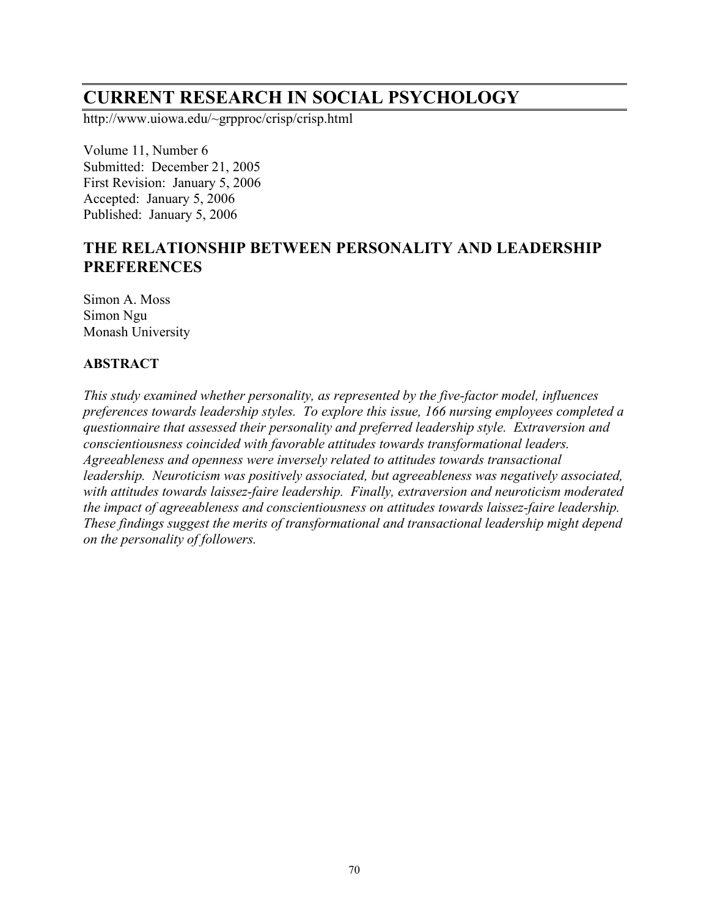# CURRENT RESEARCH IN SOCIAL PSYCHOLOGY

http://www.uiowa.edu/~grpproc/crisp/crisp.html

Volume 11, Number 6
Submitted: December 21, 2005
First Revision: January 5, 2006
Accepted: January 5, 2006
Published: January 5, 2006

## THE RELATIONSHIP BETWEEN PERSONALITY AND LEADERSHIP PREFERENCES

Simon A. Moss
Simon Ngu
Monash University

### ABSTRACT

*This study examined whether personality, as represented by the five-factor model, influences preferences towards leadership styles. To explore this issue, 166 nursing employees completed a questionnaire that assessed their personality and preferred leadership style. Extraversion and conscientiousness coincided with favorable attitudes towards transformational leaders. Agreeableness and openness were inversely related to attitudes towards transactional leadership. Neuroticism was positively associated, but agreeableness was negatively associated, with attitudes towards laissez-faire leadership. Finally, extraversion and neuroticism moderated the impact of agreeableness and conscientiousness on attitudes towards laissez-faire leadership. These findings suggest the merits of transformational and transactional leadership might depend on the personality of followers.*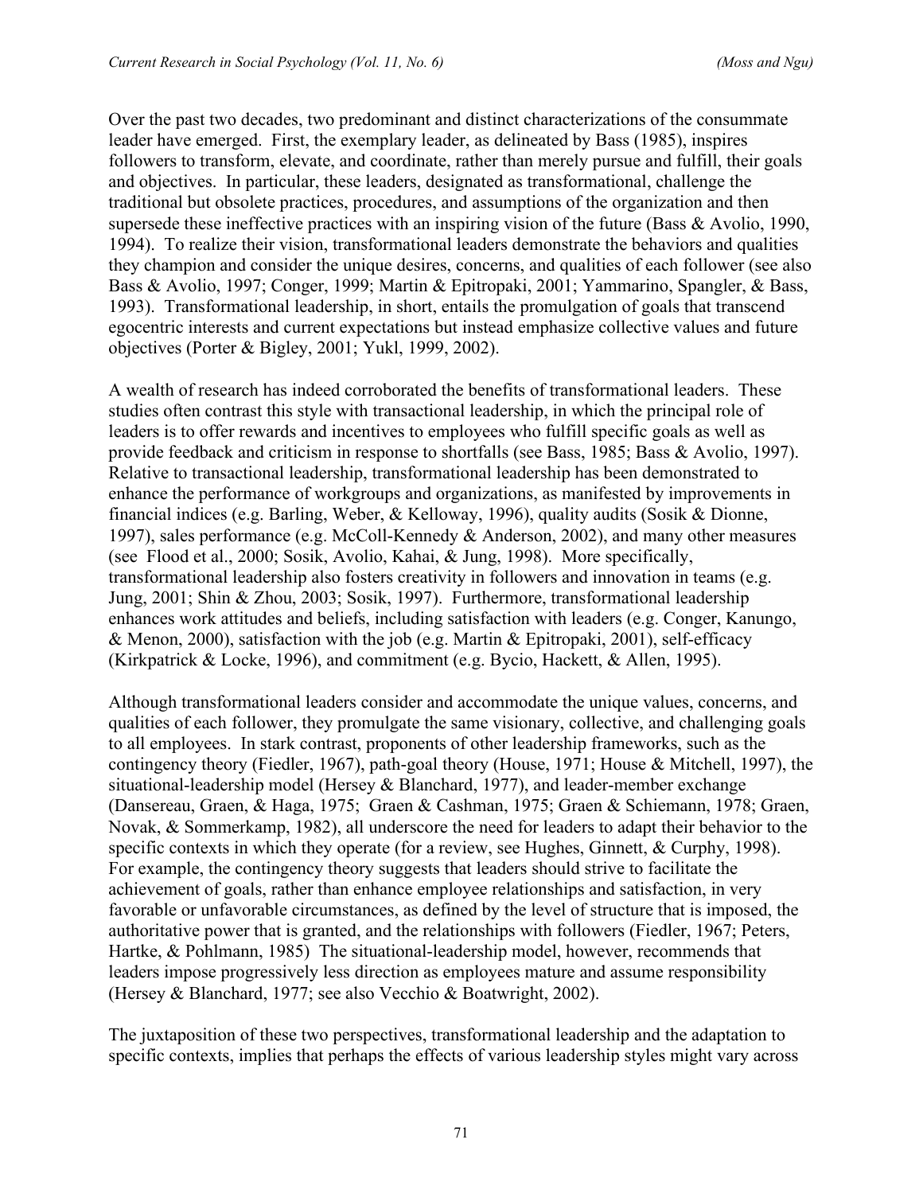Over the past two decades, two predominant and distinct characterizations of the consummate leader have emerged. First, the exemplary leader, as delineated by Bass (1985), inspires followers to transform, elevate, and coordinate, rather than merely pursue and fulfill, their goals and objectives. In particular, these leaders, designated as transformational, challenge the traditional but obsolete practices, procedures, and assumptions of the organization and then supersede these ineffective practices with an inspiring vision of the future (Bass & Avolio, 1990, 1994). To realize their vision, transformational leaders demonstrate the behaviors and qualities they champion and consider the unique desires, concerns, and qualities of each follower (see also Bass & Avolio, 1997; Conger, 1999; Martin & Epitropaki, 2001; Yammarino, Spangler, & Bass, 1993). Transformational leadership, in short, entails the promulgation of goals that transcend egocentric interests and current expectations but instead emphasize collective values and future objectives (Porter & Bigley, 2001; Yukl, 1999, 2002).

A wealth of research has indeed corroborated the benefits of transformational leaders. These studies often contrast this style with transactional leadership, in which the principal role of leaders is to offer rewards and incentives to employees who fulfill specific goals as well as provide feedback and criticism in response to shortfalls (see Bass, 1985; Bass & Avolio, 1997). Relative to transactional leadership, transformational leadership has been demonstrated to enhance the performance of workgroups and organizations, as manifested by improvements in financial indices (e.g. Barling, Weber, & Kelloway, 1996), quality audits (Sosik & Dionne, 1997), sales performance (e.g. McColl-Kennedy & Anderson, 2002), and many other measures (see Flood et al., 2000; Sosik, Avolio, Kahai, & Jung, 1998). More specifically, transformational leadership also fosters creativity in followers and innovation in teams (e.g. Jung, 2001; Shin & Zhou, 2003; Sosik, 1997). Furthermore, transformational leadership enhances work attitudes and beliefs, including satisfaction with leaders (e.g. Conger, Kanungo, & Menon, 2000), satisfaction with the job (e.g. Martin & Epitropaki, 2001), self-efficacy (Kirkpatrick & Locke, 1996), and commitment (e.g. Bycio, Hackett, & Allen, 1995).

Although transformational leaders consider and accommodate the unique values, concerns, and qualities of each follower, they promulgate the same visionary, collective, and challenging goals to all employees. In stark contrast, proponents of other leadership frameworks, such as the contingency theory (Fiedler, 1967), path-goal theory (House, 1971; House & Mitchell, 1997), the situational-leadership model (Hersey & Blanchard, 1977), and leader-member exchange (Dansereau, Graen, & Haga, 1975; Graen & Cashman, 1975; Graen & Schiemann, 1978; Graen, Novak, & Sommerkamp, 1982), all underscore the need for leaders to adapt their behavior to the specific contexts in which they operate (for a review, see Hughes, Ginnett, & Curphy, 1998). For example, the contingency theory suggests that leaders should strive to facilitate the achievement of goals, rather than enhance employee relationships and satisfaction, in very favorable or unfavorable circumstances, as defined by the level of structure that is imposed, the authoritative power that is granted, and the relationships with followers (Fiedler, 1967; Peters, Hartke, & Pohlmann, 1985) The situational-leadership model, however, recommends that leaders impose progressively less direction as employees mature and assume responsibility (Hersey & Blanchard, 1977; see also Vecchio & Boatwright, 2002).

The juxtaposition of these two perspectives, transformational leadership and the adaptation to specific contexts, implies that perhaps the effects of various leadership styles might vary across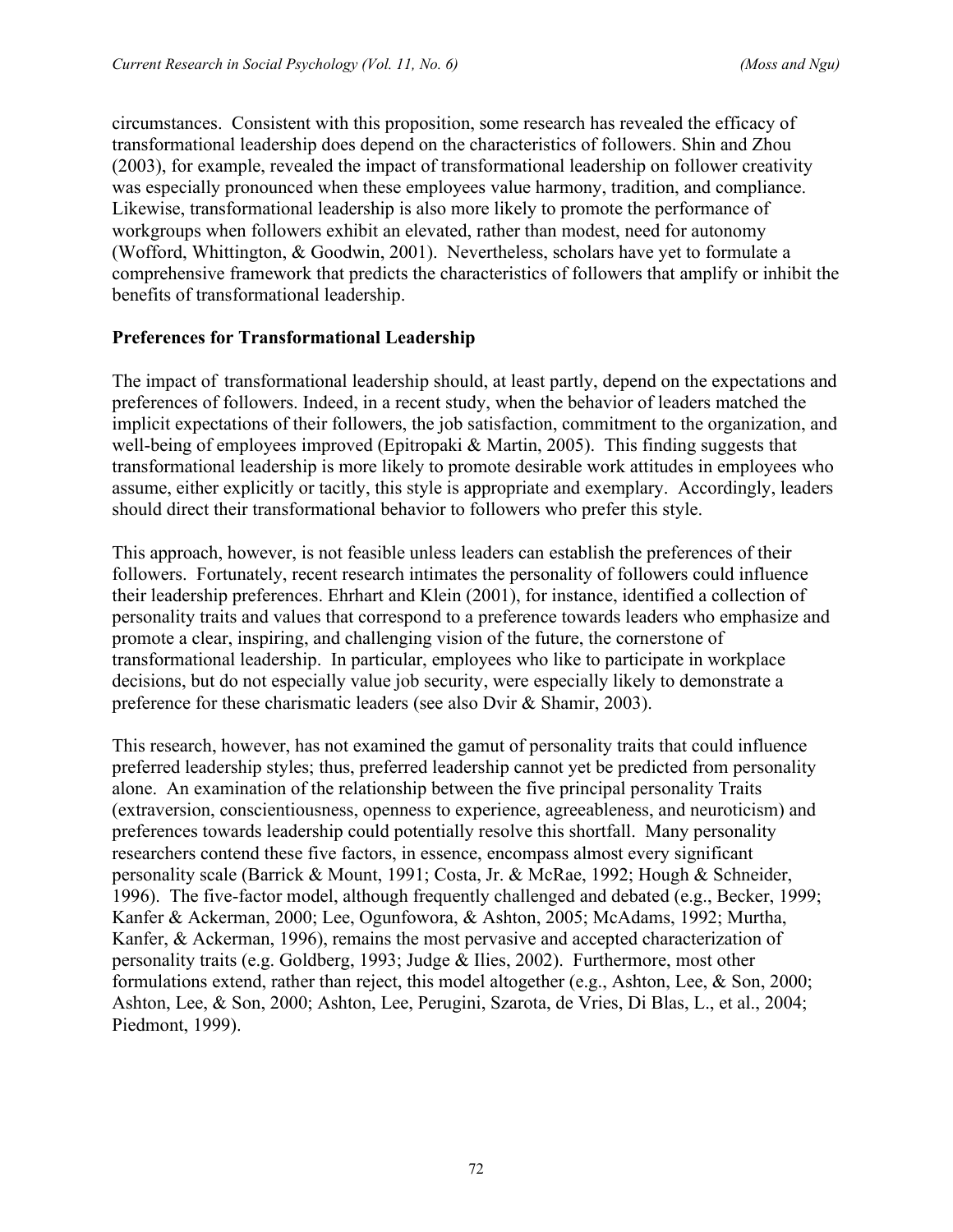circumstances. Consistent with this proposition, some research has revealed the efficacy of transformational leadership does depend on the characteristics of followers. Shin and Zhou (2003), for example, revealed the impact of transformational leadership on follower creativity was especially pronounced when these employees value harmony, tradition, and compliance. Likewise, transformational leadership is also more likely to promote the performance of workgroups when followers exhibit an elevated, rather than modest, need for autonomy (Wofford, Whittington, & Goodwin, 2001). Nevertheless, scholars have yet to formulate a comprehensive framework that predicts the characteristics of followers that amplify or inhibit the benefits of transformational leadership.

## Preferences for Transformational Leadership

The impact of transformational leadership should, at least partly, depend on the expectations and preferences of followers. Indeed, in a recent study, when the behavior of leaders matched the implicit expectations of their followers, the job satisfaction, commitment to the organization, and well-being of employees improved (Epitropaki & Martin, 2005). This finding suggests that transformational leadership is more likely to promote desirable work attitudes in employees who assume, either explicitly or tacitly, this style is appropriate and exemplary. Accordingly, leaders should direct their transformational behavior to followers who prefer this style.

This approach, however, is not feasible unless leaders can establish the preferences of their followers. Fortunately, recent research intimates the personality of followers could influence their leadership preferences. Ehrhart and Klein (2001), for instance, identified a collection of personality traits and values that correspond to a preference towards leaders who emphasize and promote a clear, inspiring, and challenging vision of the future, the cornerstone of transformational leadership. In particular, employees who like to participate in workplace decisions, but do not especially value job security, were especially likely to demonstrate a preference for these charismatic leaders (see also Dvir & Shamir, 2003).

This research, however, has not examined the gamut of personality traits that could influence preferred leadership styles; thus, preferred leadership cannot yet be predicted from personality alone. An examination of the relationship between the five principal personality Traits (extraversion, conscientiousness, openness to experience, agreeableness, and neuroticism) and preferences towards leadership could potentially resolve this shortfall. Many personality researchers contend these five factors, in essence, encompass almost every significant personality scale (Barrick & Mount, 1991; Costa, Jr. & McRae, 1992; Hough & Schneider, 1996). The five-factor model, although frequently challenged and debated (e.g., Becker, 1999; Kanfer & Ackerman, 2000; Lee, Ogunfowora, & Ashton, 2005; McAdams, 1992; Murtha, Kanfer, & Ackerman, 1996), remains the most pervasive and accepted characterization of personality traits (e.g. Goldberg, 1993; Judge & Ilies, 2002). Furthermore, most other formulations extend, rather than reject, this model altogether (e.g., Ashton, Lee, & Son, 2000; Ashton, Lee, & Son, 2000; Ashton, Lee, Perugini, Szarota, de Vries, Di Blas, L., et al., 2004; Piedmont, 1999).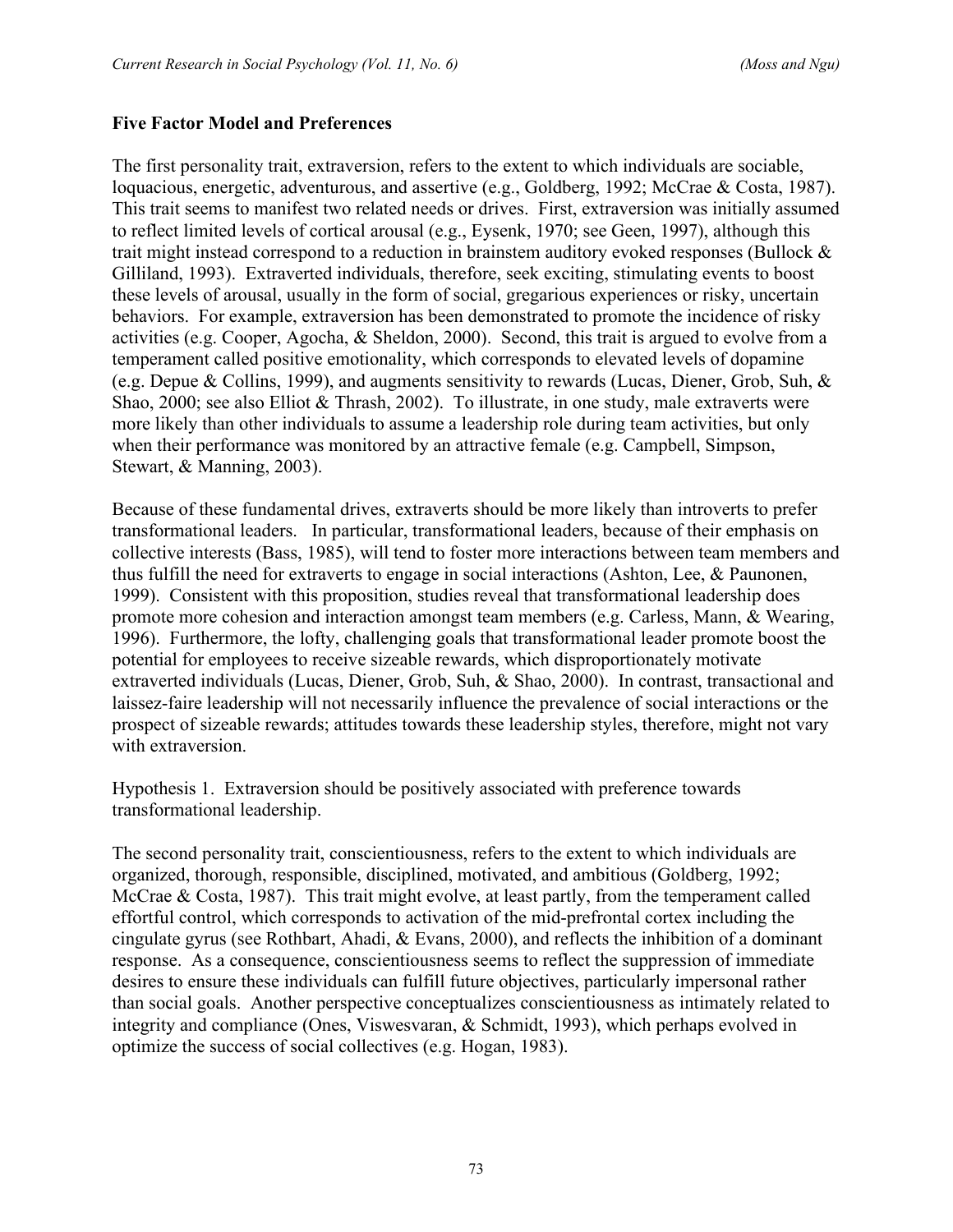### Five Factor Model and Preferences

The first personality trait, extraversion, refers to the extent to which individuals are sociable, loquacious, energetic, adventurous, and assertive (e.g., Goldberg, 1992; McCrae & Costa, 1987). This trait seems to manifest two related needs or drives. First, extraversion was initially assumed to reflect limited levels of cortical arousal (e.g., Eysenk, 1970; see Geen, 1997), although this trait might instead correspond to a reduction in brainstem auditory evoked responses (Bullock & Gilliland, 1993). Extraverted individuals, therefore, seek exciting, stimulating events to boost these levels of arousal, usually in the form of social, gregarious experiences or risky, uncertain behaviors. For example, extraversion has been demonstrated to promote the incidence of risky activities (e.g. Cooper, Agocha, & Sheldon, 2000). Second, this trait is argued to evolve from a temperament called positive emotionality, which corresponds to elevated levels of dopamine (e.g. Depue & Collins, 1999), and augments sensitivity to rewards (Lucas, Diener, Grob, Suh, & Shao, 2000; see also Elliot & Thrash, 2002). To illustrate, in one study, male extraverts were more likely than other individuals to assume a leadership role during team activities, but only when their performance was monitored by an attractive female (e.g. Campbell, Simpson, Stewart, & Manning, 2003).

Because of these fundamental drives, extraverts should be more likely than introverts to prefer transformational leaders. In particular, transformational leaders, because of their emphasis on collective interests (Bass, 1985), will tend to foster more interactions between team members and thus fulfill the need for extraverts to engage in social interactions (Ashton, Lee, & Paunonen, 1999). Consistent with this proposition, studies reveal that transformational leadership does promote more cohesion and interaction amongst team members (e.g. Carless, Mann, & Wearing, 1996). Furthermore, the lofty, challenging goals that transformational leader promote boost the potential for employees to receive sizeable rewards, which disproportionately motivate extraverted individuals (Lucas, Diener, Grob, Suh, & Shao, 2000). In contrast, transactional and laissez-faire leadership will not necessarily influence the prevalence of social interactions or the prospect of sizeable rewards; attitudes towards these leadership styles, therefore, might not vary with extraversion.

Hypothesis 1. Extraversion should be positively associated with preference towards transformational leadership.

The second personality trait, conscientiousness, refers to the extent to which individuals are organized, thorough, responsible, disciplined, motivated, and ambitious (Goldberg, 1992; McCrae & Costa, 1987). This trait might evolve, at least partly, from the temperament called effortful control, which corresponds to activation of the mid-prefrontal cortex including the cingulate gyrus (see Rothbart, Ahadi, & Evans, 2000), and reflects the inhibition of a dominant response. As a consequence, conscientiousness seems to reflect the suppression of immediate desires to ensure these individuals can fulfill future objectives, particularly impersonal rather than social goals. Another perspective conceptualizes conscientiousness as intimately related to integrity and compliance (Ones, Viswesvaran, & Schmidt, 1993), which perhaps evolved in optimize the success of social collectives (e.g. Hogan, 1983).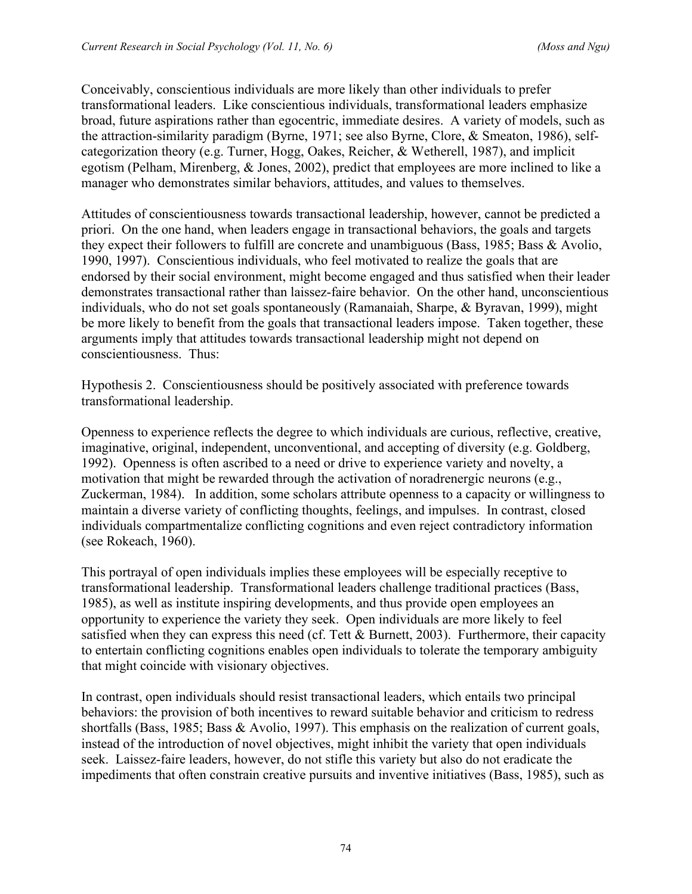Conceivably, conscientious individuals are more likely than other individuals to prefer transformational leaders. Like conscientious individuals, transformational leaders emphasize broad, future aspirations rather than egocentric, immediate desires. A variety of models, such as the attraction-similarity paradigm (Byrne, 1971; see also Byrne, Clore, & Smeaton, 1986), self-categorization theory (e.g. Turner, Hogg, Oakes, Reicher, & Wetherell, 1987), and implicit egotism (Pelham, Mirenberg, & Jones, 2002), predict that employees are more inclined to like a manager who demonstrates similar behaviors, attitudes, and values to themselves.

Attitudes of conscientiousness towards transactional leadership, however, cannot be predicted a priori. On the one hand, when leaders engage in transactional behaviors, the goals and targets they expect their followers to fulfill are concrete and unambiguous (Bass, 1985; Bass & Avolio, 1990, 1997). Conscientious individuals, who feel motivated to realize the goals that are endorsed by their social environment, might become engaged and thus satisfied when their leader demonstrates transactional rather than laissez-faire behavior. On the other hand, unconscientious individuals, who do not set goals spontaneously (Ramanaiah, Sharpe, & Byravan, 1999), might be more likely to benefit from the goals that transactional leaders impose. Taken together, these arguments imply that attitudes towards transactional leadership might not depend on conscientiousness. Thus:

Hypothesis 2. Conscientiousness should be positively associated with preference towards transformational leadership.

Openness to experience reflects the degree to which individuals are curious, reflective, creative, imaginative, original, independent, unconventional, and accepting of diversity (e.g. Goldberg, 1992). Openness is often ascribed to a need or drive to experience variety and novelty, a motivation that might be rewarded through the activation of noradrenergic neurons (e.g., Zuckerman, 1984). In addition, some scholars attribute openness to a capacity or willingness to maintain a diverse variety of conflicting thoughts, feelings, and impulses. In contrast, closed individuals compartmentalize conflicting cognitions and even reject contradictory information (see Rokeach, 1960).

This portrayal of open individuals implies these employees will be especially receptive to transformational leadership. Transformational leaders challenge traditional practices (Bass, 1985), as well as institute inspiring developments, and thus provide open employees an opportunity to experience the variety they seek. Open individuals are more likely to feel satisfied when they can express this need (cf. Tett & Burnett, 2003). Furthermore, their capacity to entertain conflicting cognitions enables open individuals to tolerate the temporary ambiguity that might coincide with visionary objectives.

In contrast, open individuals should resist transactional leaders, which entails two principal behaviors: the provision of both incentives to reward suitable behavior and criticism to redress shortfalls (Bass, 1985; Bass & Avolio, 1997). This emphasis on the realization of current goals, instead of the introduction of novel objectives, might inhibit the variety that open individuals seek. Laissez-faire leaders, however, do not stifle this variety but also do not eradicate the impediments that often constrain creative pursuits and inventive initiatives (Bass, 1985), such as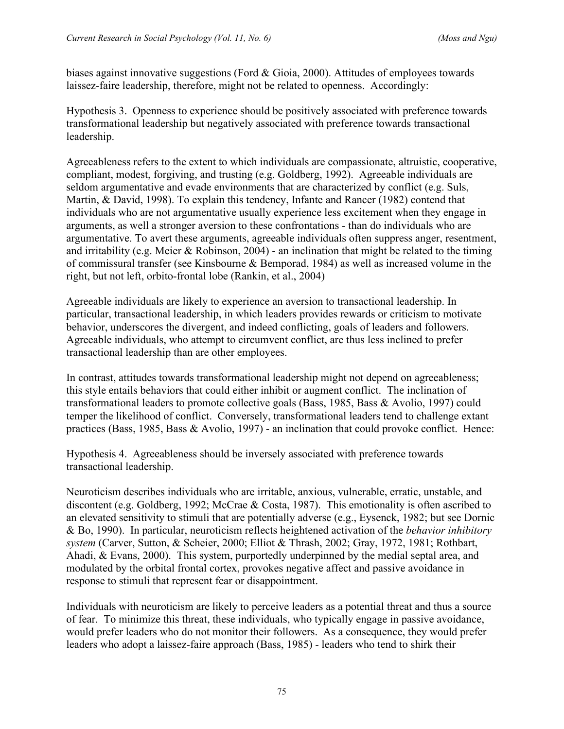biases against innovative suggestions (Ford & Gioia, 2000). Attitudes of employees towards laissez-faire leadership, therefore, might not be related to openness. Accordingly:

Hypothesis 3. Openness to experience should be positively associated with preference towards transformational leadership but negatively associated with preference towards transactional leadership.

Agreeableness refers to the extent to which individuals are compassionate, altruistic, cooperative, compliant, modest, forgiving, and trusting (e.g. Goldberg, 1992). Agreeable individuals are seldom argumentative and evade environments that are characterized by conflict (e.g. Suls, Martin, & David, 1998). To explain this tendency, Infante and Rancer (1982) contend that individuals who are not argumentative usually experience less excitement when they engage in arguments, as well a stronger aversion to these confrontations - than do individuals who are argumentative. To avert these arguments, agreeable individuals often suppress anger, resentment, and irritability (e.g. Meier & Robinson, 2004) - an inclination that might be related to the timing of commissural transfer (see Kinsbourne & Bemporad, 1984) as well as increased volume in the right, but not left, orbito-frontal lobe (Rankin, et al., 2004)

Agreeable individuals are likely to experience an aversion to transactional leadership. In particular, transactional leadership, in which leaders provides rewards or criticism to motivate behavior, underscores the divergent, and indeed conflicting, goals of leaders and followers. Agreeable individuals, who attempt to circumvent conflict, are thus less inclined to prefer transactional leadership than are other employees.

In contrast, attitudes towards transformational leadership might not depend on agreeableness; this style entails behaviors that could either inhibit or augment conflict. The inclination of transformational leaders to promote collective goals (Bass, 1985, Bass & Avolio, 1997) could temper the likelihood of conflict. Conversely, transformational leaders tend to challenge extant practices (Bass, 1985, Bass & Avolio, 1997) - an inclination that could provoke conflict. Hence:

Hypothesis 4. Agreeableness should be inversely associated with preference towards transactional leadership.

Neuroticism describes individuals who are irritable, anxious, vulnerable, erratic, unstable, and discontent (e.g. Goldberg, 1992; McCrae & Costa, 1987). This emotionality is often ascribed to an elevated sensitivity to stimuli that are potentially adverse (e.g., Eysenck, 1982; but see Dornic & Bo, 1990). In particular, neuroticism reflects heightened activation of the *behavior inhibitory system* (Carver, Sutton, & Scheier, 2000; Elliot & Thrash, 2002; Gray, 1972, 1981; Rothbart, Ahadi, & Evans, 2000). This system, purportedly underpinned by the medial septal area, and modulated by the orbital frontal cortex, provokes negative affect and passive avoidance in response to stimuli that represent fear or disappointment.

Individuals with neuroticism are likely to perceive leaders as a potential threat and thus a source of fear. To minimize this threat, these individuals, who typically engage in passive avoidance, would prefer leaders who do not monitor their followers. As a consequence, they would prefer leaders who adopt a laissez-faire approach (Bass, 1985) - leaders who tend to shirk their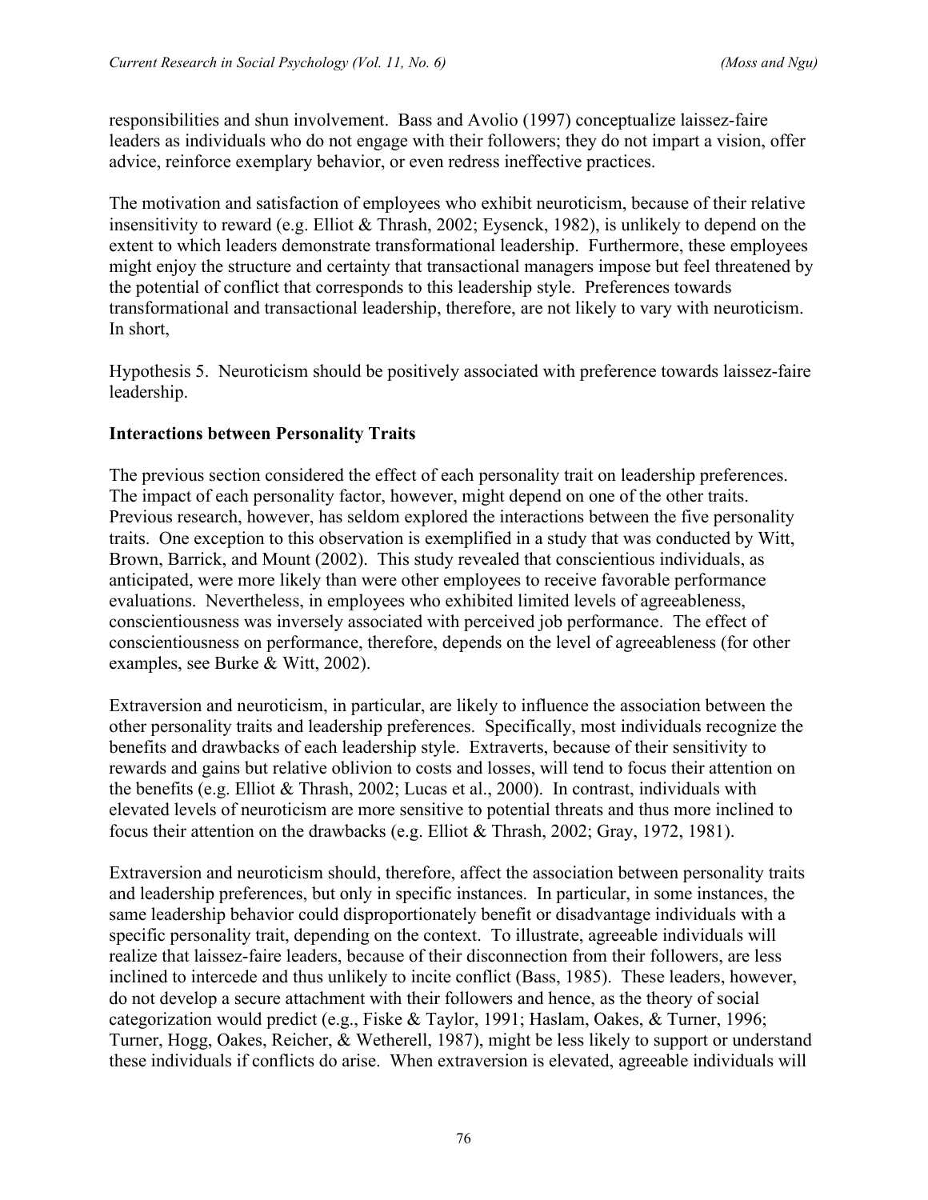responsibilities and shun involvement. Bass and Avolio (1997) conceptualize laissez-faire leaders as individuals who do not engage with their followers; they do not impart a vision, offer advice, reinforce exemplary behavior, or even redress ineffective practices.

The motivation and satisfaction of employees who exhibit neuroticism, because of their relative insensitivity to reward (e.g. Elliot & Thrash, 2002; Eysenck, 1982), is unlikely to depend on the extent to which leaders demonstrate transformational leadership. Furthermore, these employees might enjoy the structure and certainty that transactional managers impose but feel threatened by the potential of conflict that corresponds to this leadership style. Preferences towards transformational and transactional leadership, therefore, are not likely to vary with neuroticism. In short,

Hypothesis 5. Neuroticism should be positively associated with preference towards laissez-faire leadership.

**Interactions between Personality Traits**

The previous section considered the effect of each personality trait on leadership preferences. The impact of each personality factor, however, might depend on one of the other traits. Previous research, however, has seldom explored the interactions between the five personality traits. One exception to this observation is exemplified in a study that was conducted by Witt, Brown, Barrick, and Mount (2002). This study revealed that conscientious individuals, as anticipated, were more likely than were other employees to receive favorable performance evaluations. Nevertheless, in employees who exhibited limited levels of agreeableness, conscientiousness was inversely associated with perceived job performance. The effect of conscientiousness on performance, therefore, depends on the level of agreeableness (for other examples, see Burke & Witt, 2002).

Extraversion and neuroticism, in particular, are likely to influence the association between the other personality traits and leadership preferences. Specifically, most individuals recognize the benefits and drawbacks of each leadership style. Extraverts, because of their sensitivity to rewards and gains but relative oblivion to costs and losses, will tend to focus their attention on the benefits (e.g. Elliot & Thrash, 2002; Lucas et al., 2000). In contrast, individuals with elevated levels of neuroticism are more sensitive to potential threats and thus more inclined to focus their attention on the drawbacks (e.g. Elliot & Thrash, 2002; Gray, 1972, 1981).

Extraversion and neuroticism should, therefore, affect the association between personality traits and leadership preferences, but only in specific instances. In particular, in some instances, the same leadership behavior could disproportionately benefit or disadvantage individuals with a specific personality trait, depending on the context. To illustrate, agreeable individuals will realize that laissez-faire leaders, because of their disconnection from their followers, are less inclined to intercede and thus unlikely to incite conflict (Bass, 1985). These leaders, however, do not develop a secure attachment with their followers and hence, as the theory of social categorization would predict (e.g., Fiske & Taylor, 1991; Haslam, Oakes, & Turner, 1996; Turner, Hogg, Oakes, Reicher, & Wetherell, 1987), might be less likely to support or understand these individuals if conflicts do arise. When extraversion is elevated, agreeable individuals will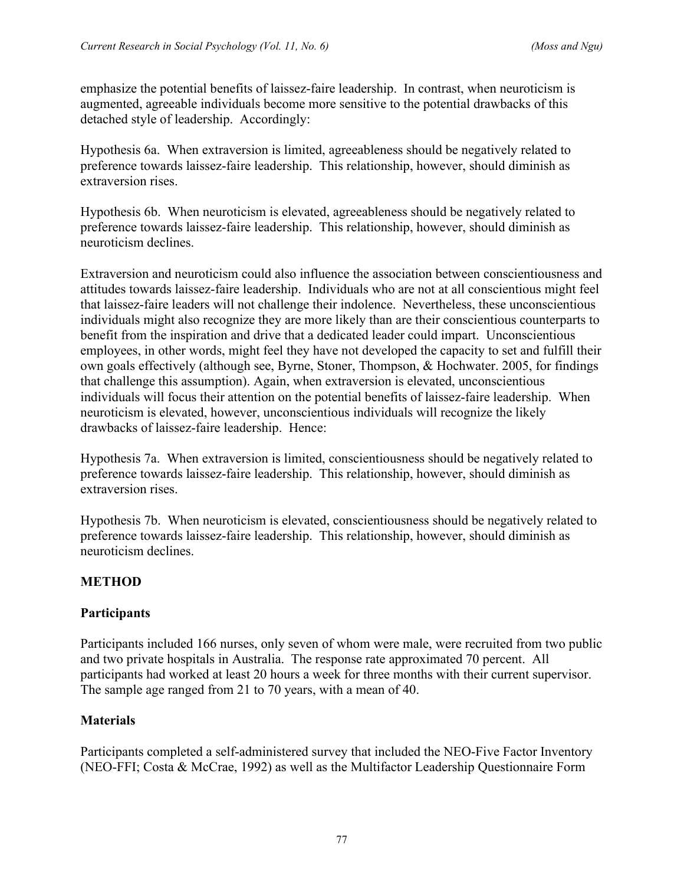emphasize the potential benefits of laissez-faire leadership. In contrast, when neuroticism is augmented, agreeable individuals become more sensitive to the potential drawbacks of this detached style of leadership. Accordingly:

Hypothesis 6a. When extraversion is limited, agreeableness should be negatively related to preference towards laissez-faire leadership. This relationship, however, should diminish as extraversion rises.

Hypothesis 6b. When neuroticism is elevated, agreeableness should be negatively related to preference towards laissez-faire leadership. This relationship, however, should diminish as neuroticism declines.

Extraversion and neuroticism could also influence the association between conscientiousness and attitudes towards laissez-faire leadership. Individuals who are not at all conscientious might feel that laissez-faire leaders will not challenge their indolence. Nevertheless, these unconscientious individuals might also recognize they are more likely than are their conscientious counterparts to benefit from the inspiration and drive that a dedicated leader could impart. Unconscientious employees, in other words, might feel they have not developed the capacity to set and fulfill their own goals effectively (although see, Byrne, Stoner, Thompson, & Hochwater. 2005, for findings that challenge this assumption). Again, when extraversion is elevated, unconscientious individuals will focus their attention on the potential benefits of laissez-faire leadership. When neuroticism is elevated, however, unconscientious individuals will recognize the likely drawbacks of laissez-faire leadership. Hence:

Hypothesis 7a. When extraversion is limited, conscientiousness should be negatively related to preference towards laissez-faire leadership. This relationship, however, should diminish as extraversion rises.

Hypothesis 7b. When neuroticism is elevated, conscientiousness should be negatively related to preference towards laissez-faire leadership. This relationship, however, should diminish as neuroticism declines.

## METHOD

### Participants

Participants included 166 nurses, only seven of whom were male, were recruited from two public and two private hospitals in Australia. The response rate approximated 70 percent. All participants had worked at least 20 hours a week for three months with their current supervisor. The sample age ranged from 21 to 70 years, with a mean of 40.

### Materials

Participants completed a self-administered survey that included the NEO-Five Factor Inventory (NEO-FFI; Costa & McCrae, 1992) as well as the Multifactor Leadership Questionnaire Form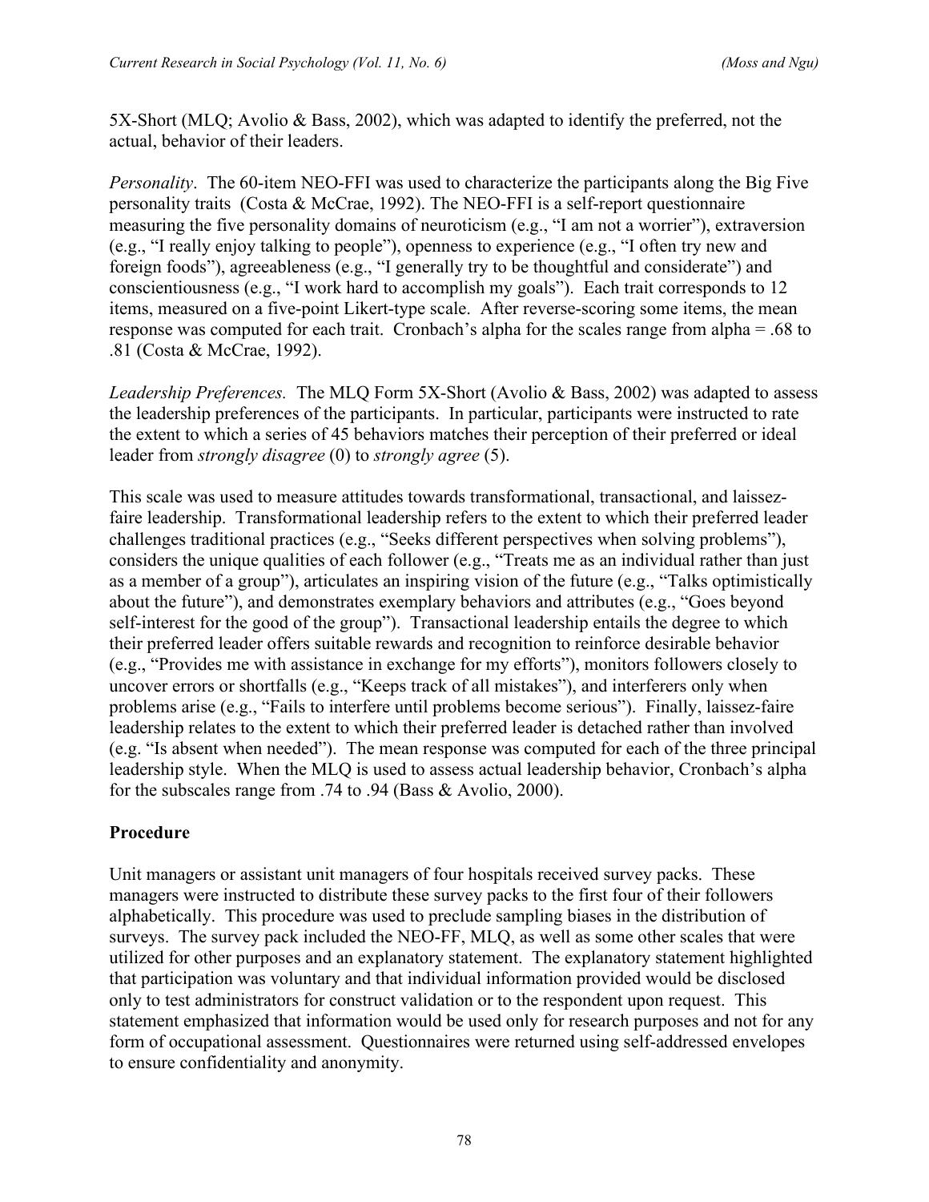5X-Short (MLQ; Avolio & Bass, 2002), which was adapted to identify the preferred, not the actual, behavior of their leaders.

*Personality*. The 60-item NEO-FFI was used to characterize the participants along the Big Five personality traits (Costa & McCrae, 1992). The NEO-FFI is a self-report questionnaire measuring the five personality domains of neuroticism (e.g., "I am not a worrier"), extraversion (e.g., "I really enjoy talking to people"), openness to experience (e.g., "I often try new and foreign foods"), agreeableness (e.g., "I generally try to be thoughtful and considerate") and conscientiousness (e.g., "I work hard to accomplish my goals"). Each trait corresponds to 12 items, measured on a five-point Likert-type scale. After reverse-scoring some items, the mean response was computed for each trait. Cronbach's alpha for the scales range from alpha = .68 to .81 (Costa & McCrae, 1992).

*Leadership Preferences.* The MLQ Form 5X-Short (Avolio & Bass, 2002) was adapted to assess the leadership preferences of the participants. In particular, participants were instructed to rate the extent to which a series of 45 behaviors matches their perception of their preferred or ideal leader from *strongly disagree* (0) to *strongly agree* (5).

This scale was used to measure attitudes towards transformational, transactional, and laissez-faire leadership. Transformational leadership refers to the extent to which their preferred leader challenges traditional practices (e.g., "Seeks different perspectives when solving problems"), considers the unique qualities of each follower (e.g., "Treats me as an individual rather than just as a member of a group"), articulates an inspiring vision of the future (e.g., "Talks optimistically about the future"), and demonstrates exemplary behaviors and attributes (e.g., "Goes beyond self-interest for the good of the group"). Transactional leadership entails the degree to which their preferred leader offers suitable rewards and recognition to reinforce desirable behavior (e.g., "Provides me with assistance in exchange for my efforts"), monitors followers closely to uncover errors or shortfalls (e.g., "Keeps track of all mistakes"), and interferers only when problems arise (e.g., "Fails to interfere until problems become serious"). Finally, laissez-faire leadership relates to the extent to which their preferred leader is detached rather than involved (e.g. "Is absent when needed"). The mean response was computed for each of the three principal leadership style. When the MLQ is used to assess actual leadership behavior, Cronbach's alpha for the subscales range from .74 to .94 (Bass & Avolio, 2000).

## Procedure

Unit managers or assistant unit managers of four hospitals received survey packs. These managers were instructed to distribute these survey packs to the first four of their followers alphabetically. This procedure was used to preclude sampling biases in the distribution of surveys. The survey pack included the NEO-FF, MLQ, as well as some other scales that were utilized for other purposes and an explanatory statement. The explanatory statement highlighted that participation was voluntary and that individual information provided would be disclosed only to test administrators for construct validation or to the respondent upon request. This statement emphasized that information would be used only for research purposes and not for any form of occupational assessment. Questionnaires were returned using self-addressed envelopes to ensure confidentiality and anonymity.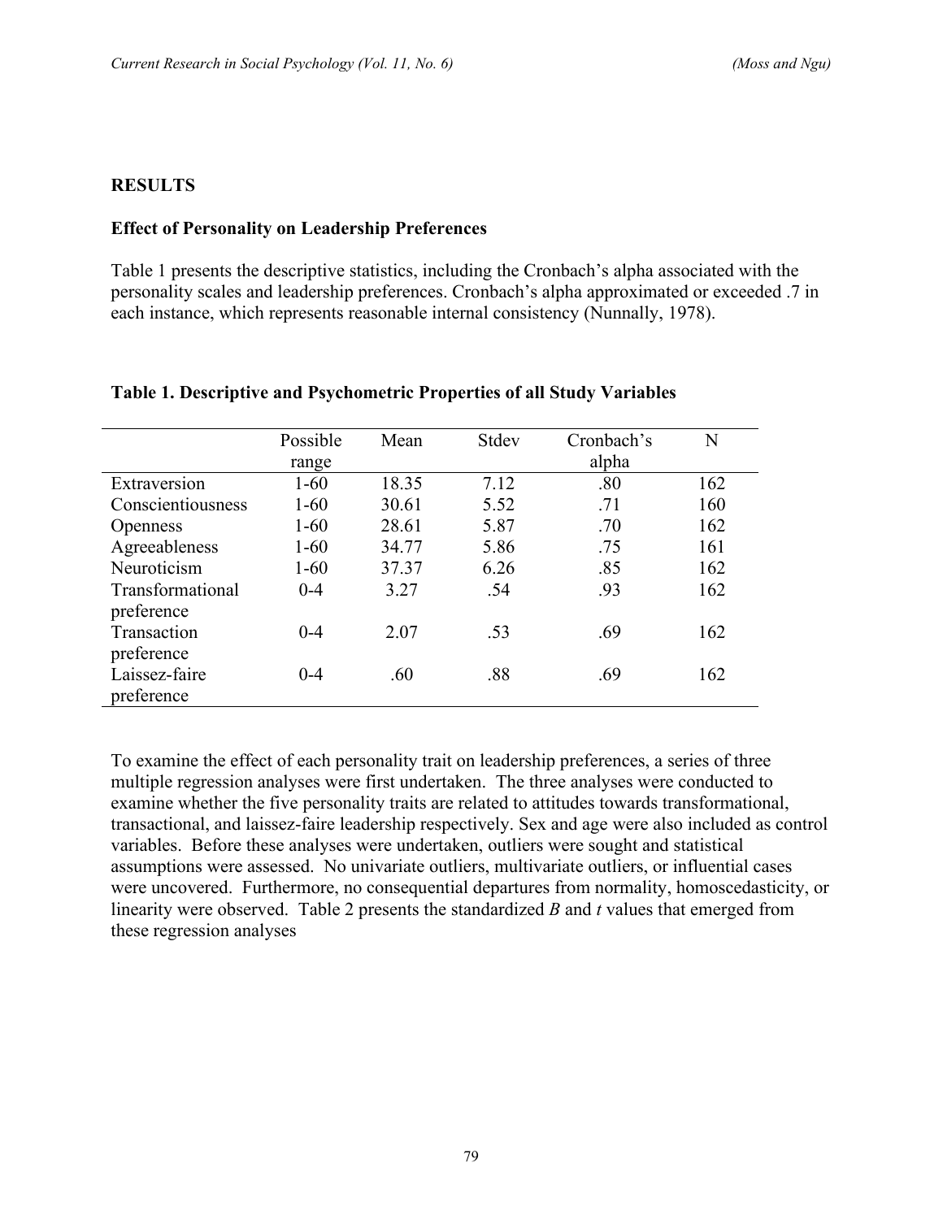## RESULTS

### Effect of Personality on Leadership Preferences

Table 1 presents the descriptive statistics, including the Cronbach's alpha associated with the personality scales and leadership preferences. Cronbach's alpha approximated or exceeded .7 in each instance, which represents reasonable internal consistency (Nunnally, 1978).

**Table 1. Descriptive and Psychometric Properties of all Study Variables**

| | Possible range | Mean | Stdev | Cronbach's alpha | N |
|---|---|---|---|---|---|
| Extraversion | 1-60 | 18.35 | 7.12 | .80 | 162 |
| Conscientiousness | 1-60 | 30.61 | 5.52 | .71 | 160 |
| Openness | 1-60 | 28.61 | 5.87 | .70 | 162 |
| Agreeableness | 1-60 | 34.77 | 5.86 | .75 | 161 |
| Neuroticism | 1-60 | 37.37 | 6.26 | .85 | 162 |
| Transformational preference | 0-4 | 3.27 | .54 | .93 | 162 |
| Transaction preference | 0-4 | 2.07 | .53 | .69 | 162 |
| Laissez-faire preference | 0-4 | .60 | .88 | .69 | 162 |

To examine the effect of each personality trait on leadership preferences, a series of three multiple regression analyses were first undertaken. The three analyses were conducted to examine whether the five personality traits are related to attitudes towards transformational, transactional, and laissez-faire leadership respectively. Sex and age were also included as control variables. Before these analyses were undertaken, outliers were sought and statistical assumptions were assessed. No univariate outliers, multivariate outliers, or influential cases were uncovered. Furthermore, no consequential departures from normality, homoscedasticity, or linearity were observed. Table 2 presents the standardized *B* and *t* values that emerged from these regression analyses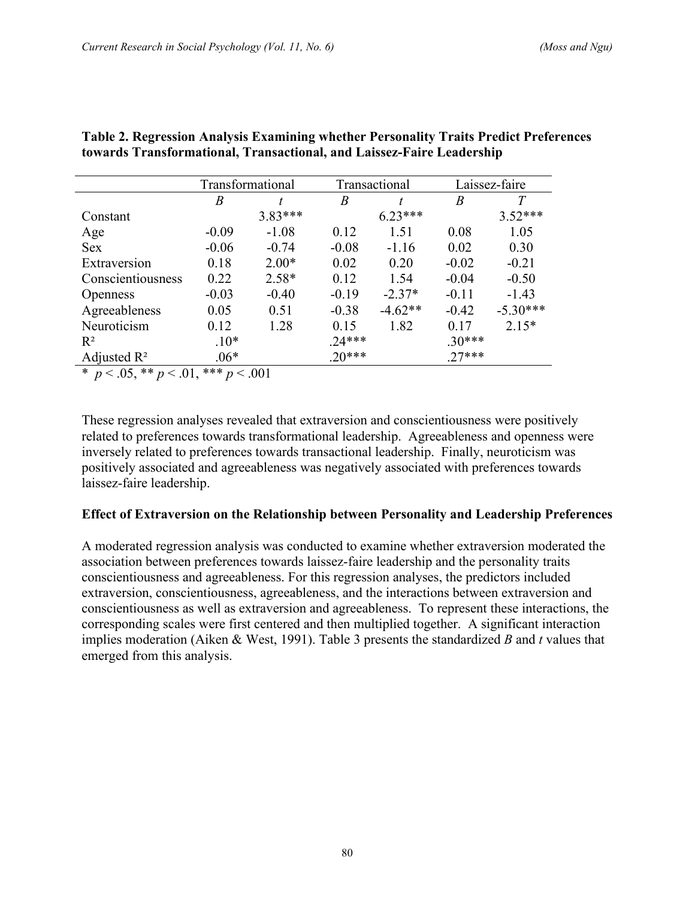**Table 2. Regression Analysis Examining whether Personality Traits Predict Preferences towards Transformational, Transactional, and Laissez-Faire Leadership**

| | Transformational | | Transactional | | Laissez-faire | |
|---|---|---|---|---|---|---|
| | *B* | *t* | *B* | *t* | *B* | *T* |
| Constant | | 3.83*** | | 6.23*** | | 3.52*** |
| Age | -0.09 | -1.08 | 0.12 | 1.51 | 0.08 | 1.05 |
| Sex | -0.06 | -0.74 | -0.08 | -1.16 | 0.02 | 0.30 |
| Extraversion | 0.18 | 2.00* | 0.02 | 0.20 | -0.02 | -0.21 |
| Conscientiousness | 0.22 | 2.58* | 0.12 | 1.54 | -0.04 | -0.50 |
| Openness | -0.03 | -0.40 | -0.19 | -2.37* | -0.11 | -1.43 |
| Agreeableness | 0.05 | 0.51 | -0.38 | -4.62** | -0.42 | -5.30*** |
| Neuroticism | 0.12 | 1.28 | 0.15 | 1.82 | 0.17 | 2.15* |
| $R^2$ | .10* | | .24*** | | .30*** | |
| Adjusted $R^2$ | .06* | | .20*** | | .27*** | |

\* $p < .05$, ** $p < .01$, *** $p < .001$

These regression analyses revealed that extraversion and conscientiousness were positively related to preferences towards transformational leadership. Agreeableness and openness were inversely related to preferences towards transactional leadership. Finally, neuroticism was positively associated and agreeableness was negatively associated with preferences towards laissez-faire leadership.

### Effect of Extraversion on the Relationship between Personality and Leadership Preferences

A moderated regression analysis was conducted to examine whether extraversion moderated the association between preferences towards laissez-faire leadership and the personality traits conscientiousness and agreeableness. For this regression analyses, the predictors included extraversion, conscientiousness, agreeableness, and the interactions between extraversion and conscientiousness as well as extraversion and agreeableness. To represent these interactions, the corresponding scales were first centered and then multiplied together. A significant interaction implies moderation (Aiken & West, 1991). Table 3 presents the standardized *B* and *t* values that emerged from this analysis.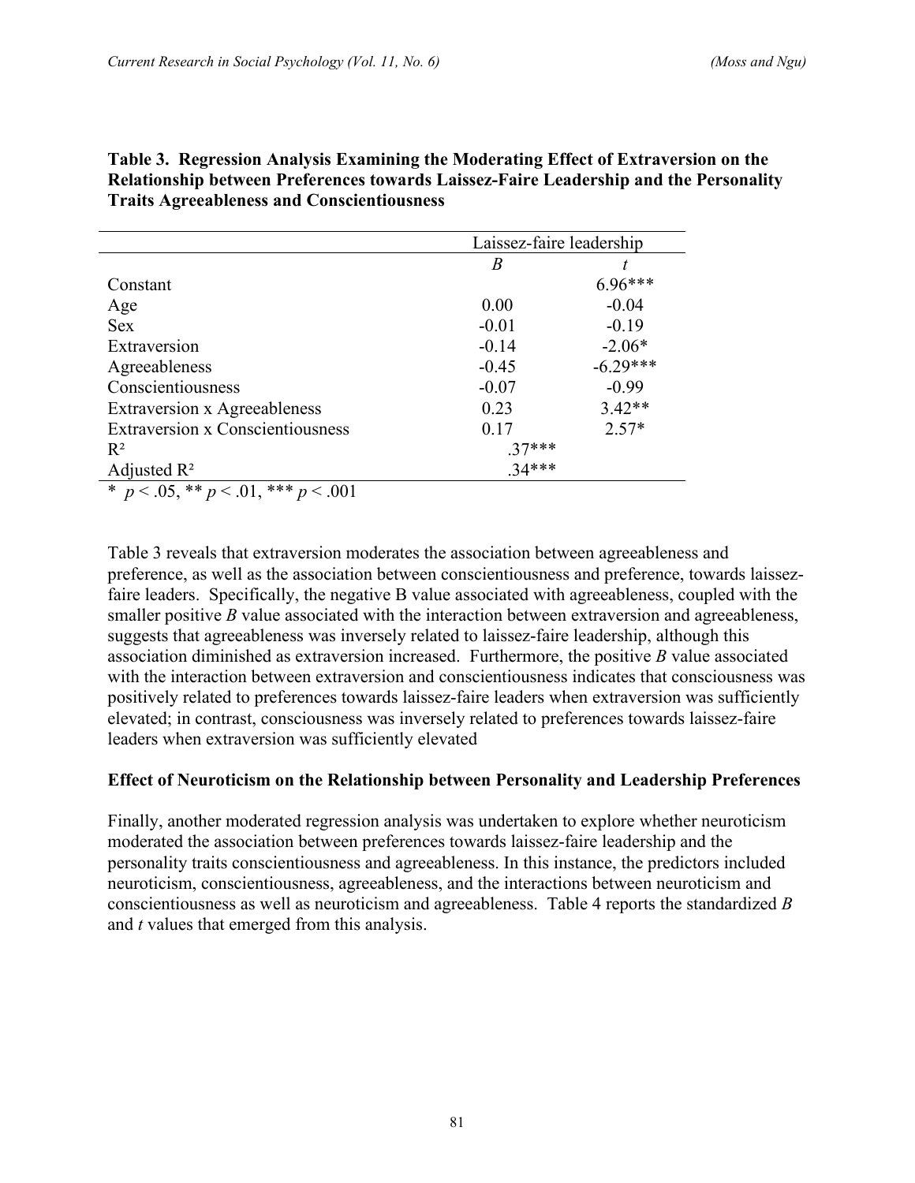**Table 3. Regression Analysis Examining the Moderating Effect of Extraversion on the Relationship between Preferences towards Laissez-Faire Leadership and the Personality Traits Agreeableness and Conscientiousness**

| | Laissez-faire leadership | |
|---|---|---|
| | *B* | *t* |
| Constant | | 6.96*** |
| Age | 0.00 | -0.04 |
| Sex | -0.01 | -0.19 |
| Extraversion | -0.14 | -2.06* |
| Agreeableness | -0.45 | -6.29*** |
| Conscientiousness | -0.07 | -0.99 |
| Extraversion x Agreeableness | 0.23 | 3.42** |
| Extraversion x Conscientiousness | 0.17 | 2.57* |
| $R^2$ | .37*** | |
| Adjusted $R^2$ | .34*** | |

* $p < .05$, ** $p < .01$, *** $p < .001$

Table 3 reveals that extraversion moderates the association between agreeableness and preference, as well as the association between conscientiousness and preference, towards laissez-faire leaders. Specifically, the negative B value associated with agreeableness, coupled with the smaller positive *B* value associated with the interaction between extraversion and agreeableness, suggests that agreeableness was inversely related to laissez-faire leadership, although this association diminished as extraversion increased. Furthermore, the positive *B* value associated with the interaction between extraversion and conscientiousness indicates that consciousness was positively related to preferences towards laissez-faire leaders when extraversion was sufficiently elevated; in contrast, consciousness was inversely related to preferences towards laissez-faire leaders when extraversion was sufficiently elevated

**Effect of Neuroticism on the Relationship between Personality and Leadership Preferences**

Finally, another moderated regression analysis was undertaken to explore whether neuroticism moderated the association between preferences towards laissez-faire leadership and the personality traits conscientiousness and agreeableness. In this instance, the predictors included neuroticism, conscientiousness, agreeableness, and the interactions between neuroticism and conscientiousness as well as neuroticism and agreeableness. Table 4 reports the standardized *B* and *t* values that emerged from this analysis.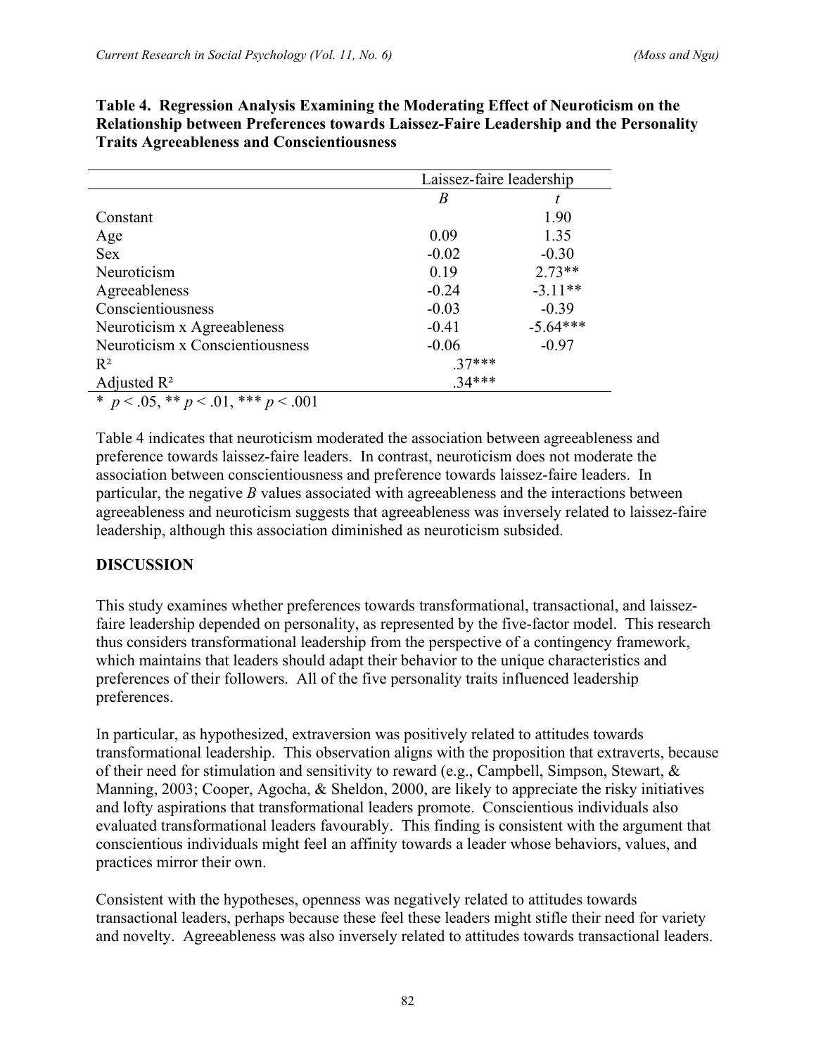**Table 4. Regression Analysis Examining the Moderating Effect of Neuroticism on the Relationship between Preferences towards Laissez-Faire Leadership and the Personality Traits Agreeableness and Conscientiousness**

| | Laissez-faire leadership | |
|---|---|---|
| | *B* | *t* |
| Constant | | 1.90 |
| Age | 0.09 | 1.35 |
| Sex | -0.02 | -0.30 |
| Neuroticism | 0.19 | 2.73** |
| Agreeableness | -0.24 | -3.11** |
| Conscientiousness | -0.03 | -0.39 |
| Neuroticism x Agreeableness | -0.41 | -5.64*** |
| Neuroticism x Conscientiousness | -0.06 | -0.97 |
| $R^2$ | .37*** | |
| Adjusted $R^2$ | .34*** | |

\* $p < .05$, ** $p < .01$, *** $p < .001$

Table 4 indicates that neuroticism moderated the association between agreeableness and preference towards laissez-faire leaders. In contrast, neuroticism does not moderate the association between conscientiousness and preference towards laissez-faire leaders. In particular, the negative *B* values associated with agreeableness and the interactions between agreeableness and neuroticism suggests that agreeableness was inversely related to laissez-faire leadership, although this association diminished as neuroticism subsided.

## DISCUSSION

This study examines whether preferences towards transformational, transactional, and laissez-faire leadership depended on personality, as represented by the five-factor model. This research thus considers transformational leadership from the perspective of a contingency framework, which maintains that leaders should adapt their behavior to the unique characteristics and preferences of their followers. All of the five personality traits influenced leadership preferences.

In particular, as hypothesized, extraversion was positively related to attitudes towards transformational leadership. This observation aligns with the proposition that extraverts, because of their need for stimulation and sensitivity to reward (e.g., Campbell, Simpson, Stewart, & Manning, 2003; Cooper, Agocha, & Sheldon, 2000, are likely to appreciate the risky initiatives and lofty aspirations that transformational leaders promote. Conscientious individuals also evaluated transformational leaders favourably. This finding is consistent with the argument that conscientious individuals might feel an affinity towards a leader whose behaviors, values, and practices mirror their own.

Consistent with the hypotheses, openness was negatively related to attitudes towards transactional leaders, perhaps because these feel these leaders might stifle their need for variety and novelty. Agreeableness was also inversely related to attitudes towards transactional leaders.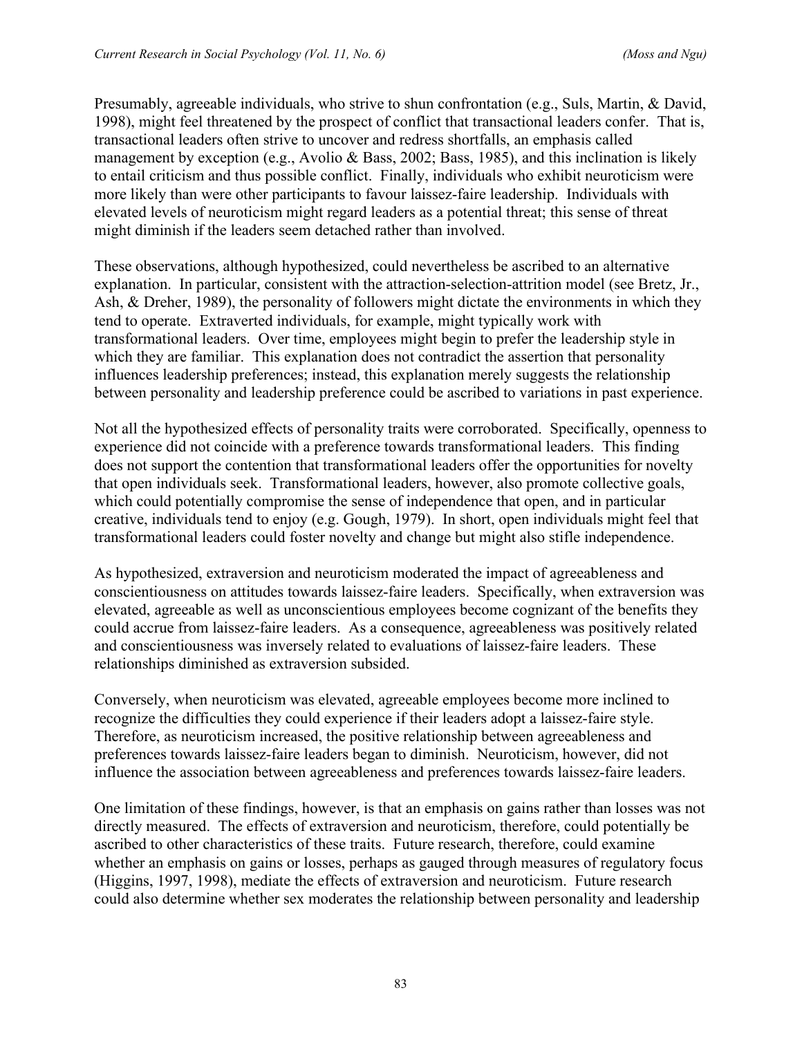Presumably, agreeable individuals, who strive to shun confrontation (e.g., Suls, Martin, & David, 1998), might feel threatened by the prospect of conflict that transactional leaders confer. That is, transactional leaders often strive to uncover and redress shortfalls, an emphasis called management by exception (e.g., Avolio & Bass, 2002; Bass, 1985), and this inclination is likely to entail criticism and thus possible conflict. Finally, individuals who exhibit neuroticism were more likely than were other participants to favour laissez-faire leadership. Individuals with elevated levels of neuroticism might regard leaders as a potential threat; this sense of threat might diminish if the leaders seem detached rather than involved.

These observations, although hypothesized, could nevertheless be ascribed to an alternative explanation. In particular, consistent with the attraction-selection-attrition model (see Bretz, Jr., Ash, & Dreher, 1989), the personality of followers might dictate the environments in which they tend to operate. Extraverted individuals, for example, might typically work with transformational leaders. Over time, employees might begin to prefer the leadership style in which they are familiar. This explanation does not contradict the assertion that personality influences leadership preferences; instead, this explanation merely suggests the relationship between personality and leadership preference could be ascribed to variations in past experience.

Not all the hypothesized effects of personality traits were corroborated. Specifically, openness to experience did not coincide with a preference towards transformational leaders. This finding does not support the contention that transformational leaders offer the opportunities for novelty that open individuals seek. Transformational leaders, however, also promote collective goals, which could potentially compromise the sense of independence that open, and in particular creative, individuals tend to enjoy (e.g. Gough, 1979). In short, open individuals might feel that transformational leaders could foster novelty and change but might also stifle independence.

As hypothesized, extraversion and neuroticism moderated the impact of agreeableness and conscientiousness on attitudes towards laissez-faire leaders. Specifically, when extraversion was elevated, agreeable as well as unconscientious employees become cognizant of the benefits they could accrue from laissez-faire leaders. As a consequence, agreeableness was positively related and conscientiousness was inversely related to evaluations of laissez-faire leaders. These relationships diminished as extraversion subsided.

Conversely, when neuroticism was elevated, agreeable employees become more inclined to recognize the difficulties they could experience if their leaders adopt a laissez-faire style. Therefore, as neuroticism increased, the positive relationship between agreeableness and preferences towards laissez-faire leaders began to diminish. Neuroticism, however, did not influence the association between agreeableness and preferences towards laissez-faire leaders.

One limitation of these findings, however, is that an emphasis on gains rather than losses was not directly measured. The effects of extraversion and neuroticism, therefore, could potentially be ascribed to other characteristics of these traits. Future research, therefore, could examine whether an emphasis on gains or losses, perhaps as gauged through measures of regulatory focus (Higgins, 1997, 1998), mediate the effects of extraversion and neuroticism. Future research could also determine whether sex moderates the relationship between personality and leadership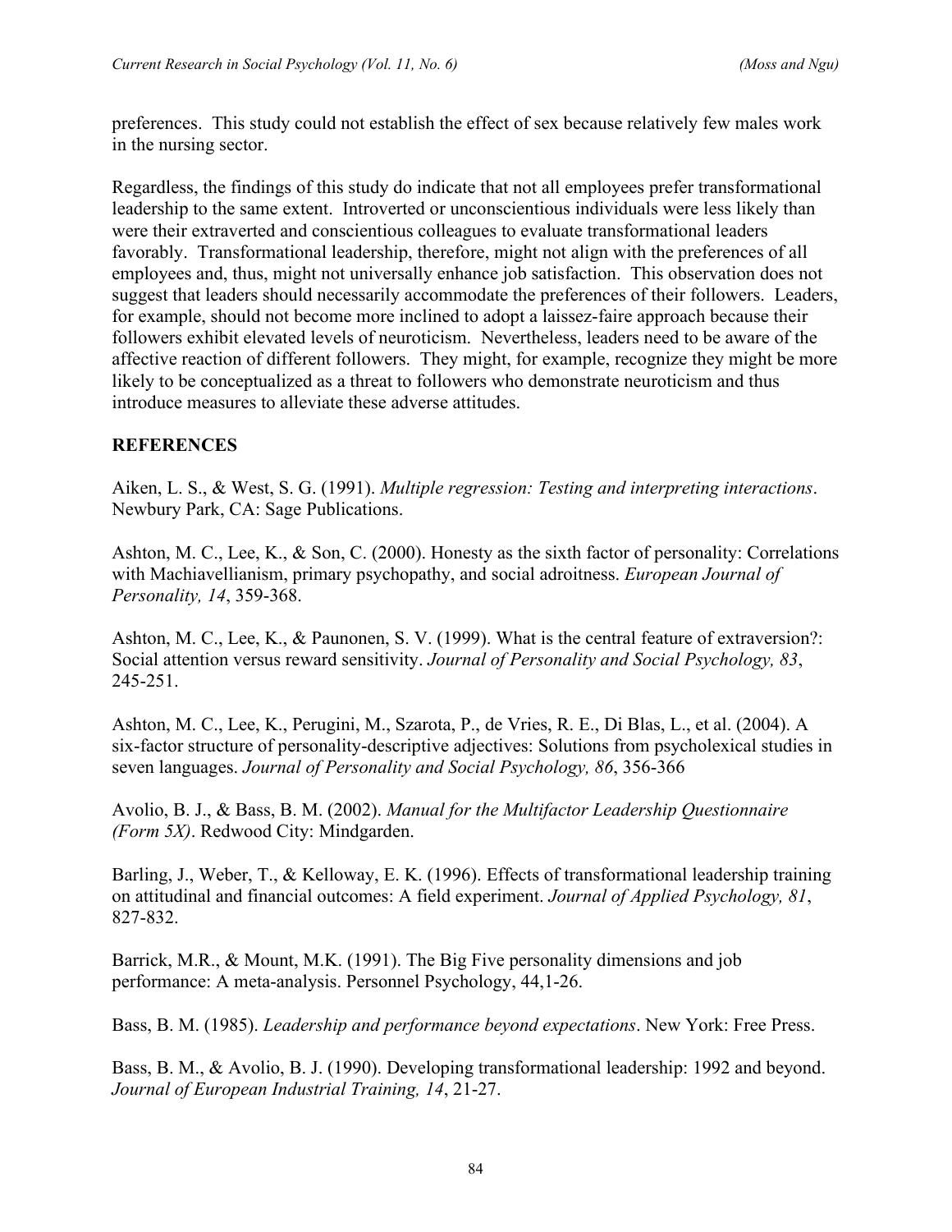preferences. This study could not establish the effect of sex because relatively few males work in the nursing sector.

Regardless, the findings of this study do indicate that not all employees prefer transformational leadership to the same extent. Introverted or unconscientious individuals were less likely than were their extraverted and conscientious colleagues to evaluate transformational leaders favorably. Transformational leadership, therefore, might not align with the preferences of all employees and, thus, might not universally enhance job satisfaction. This observation does not suggest that leaders should necessarily accommodate the preferences of their followers. Leaders, for example, should not become more inclined to adopt a laissez-faire approach because their followers exhibit elevated levels of neuroticism. Nevertheless, leaders need to be aware of the affective reaction of different followers. They might, for example, recognize they might be more likely to be conceptualized as a threat to followers who demonstrate neuroticism and thus introduce measures to alleviate these adverse attitudes.

## REFERENCES

Aiken, L. S., & West, S. G. (1991). *Multiple regression: Testing and interpreting interactions*. Newbury Park, CA: Sage Publications.

Ashton, M. C., Lee, K., & Son, C. (2000). Honesty as the sixth factor of personality: Correlations with Machiavellianism, primary psychopathy, and social adroitness. *European Journal of Personality, 14*, 359-368.

Ashton, M. C., Lee, K., & Paunonen, S. V. (1999). What is the central feature of extraversion?: Social attention versus reward sensitivity. *Journal of Personality and Social Psychology, 83*, 245-251.

Ashton, M. C., Lee, K., Perugini, M., Szarota, P., de Vries, R. E., Di Blas, L., et al. (2004). A six-factor structure of personality-descriptive adjectives: Solutions from psycholexical studies in seven languages. *Journal of Personality and Social Psychology, 86*, 356-366

Avolio, B. J., & Bass, B. M. (2002). *Manual for the Multifactor Leadership Questionnaire (Form 5X)*. Redwood City: Mindgarden.

Barling, J., Weber, T., & Kelloway, E. K. (1996). Effects of transformational leadership training on attitudinal and financial outcomes: A field experiment. *Journal of Applied Psychology, 81*, 827-832.

Barrick, M.R., & Mount, M.K. (1991). The Big Five personality dimensions and job performance: A meta-analysis. Personnel Psychology, 44,1-26.

Bass, B. M. (1985). *Leadership and performance beyond expectations*. New York: Free Press.

Bass, B. M., & Avolio, B. J. (1990). Developing transformational leadership: 1992 and beyond. *Journal of European Industrial Training, 14*, 21-27.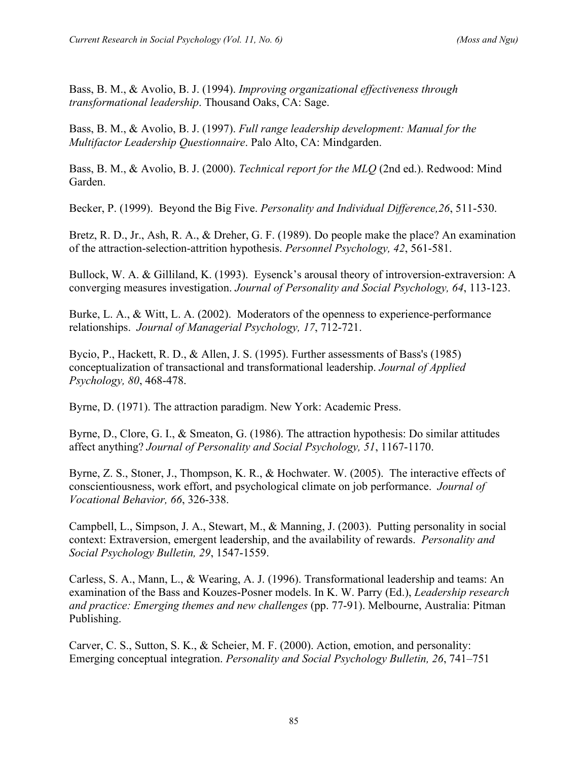Bass, B. M., & Avolio, B. J. (1994). *Improving organizational effectiveness through transformational leadership*. Thousand Oaks, CA: Sage.

Bass, B. M., & Avolio, B. J. (1997). *Full range leadership development: Manual for the Multifactor Leadership Questionnaire*. Palo Alto, CA: Mindgarden.

Bass, B. M., & Avolio, B. J. (2000). *Technical report for the MLQ* (2nd ed.). Redwood: Mind Garden.

Becker, P. (1999). Beyond the Big Five. *Personality and Individual Difference,26*, 511-530.

Bretz, R. D., Jr., Ash, R. A., & Dreher, G. F. (1989). Do people make the place? An examination of the attraction-selection-attrition hypothesis. *Personnel Psychology, 42*, 561-581.

Bullock, W. A. & Gilliland, K. (1993). Eysenck's arousal theory of introversion-extraversion: A converging measures investigation. *Journal of Personality and Social Psychology, 64*, 113-123.

Burke, L. A., & Witt, L. A. (2002). Moderators of the openness to experience-performance relationships. *Journal of Managerial Psychology, 17*, 712-721.

Bycio, P., Hackett, R. D., & Allen, J. S. (1995). Further assessments of Bass's (1985) conceptualization of transactional and transformational leadership. *Journal of Applied Psychology, 80*, 468-478.

Byrne, D. (1971). The attraction paradigm. New York: Academic Press.

Byrne, D., Clore, G. I., & Smeaton, G. (1986). The attraction hypothesis: Do similar attitudes affect anything? *Journal of Personality and Social Psychology, 51*, 1167-1170.

Byrne, Z. S., Stoner, J., Thompson, K. R., & Hochwater. W. (2005). The interactive effects of conscientiousness, work effort, and psychological climate on job performance. *Journal of Vocational Behavior, 66*, 326-338.

Campbell, L., Simpson, J. A., Stewart, M., & Manning, J. (2003). Putting personality in social context: Extraversion, emergent leadership, and the availability of rewards. *Personality and Social Psychology Bulletin, 29*, 1547-1559.

Carless, S. A., Mann, L., & Wearing, A. J. (1996). Transformational leadership and teams: An examination of the Bass and Kouzes-Posner models. In K. W. Parry (Ed.), *Leadership research and practice: Emerging themes and new challenges* (pp. 77-91). Melbourne, Australia: Pitman Publishing.

Carver, C. S., Sutton, S. K., & Scheier, M. F. (2000). Action, emotion, and personality: Emerging conceptual integration. *Personality and Social Psychology Bulletin, 26*, 741–751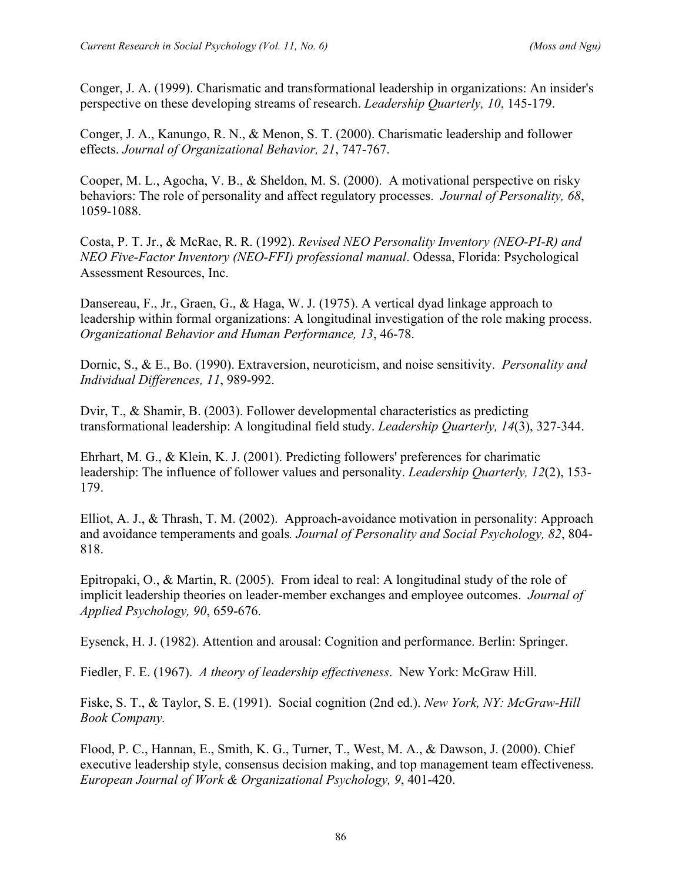Conger, J. A. (1999). Charismatic and transformational leadership in organizations: An insider's perspective on these developing streams of research. *Leadership Quarterly, 10*, 145-179.

Conger, J. A., Kanungo, R. N., & Menon, S. T. (2000). Charismatic leadership and follower effects. *Journal of Organizational Behavior, 21*, 747-767.

Cooper, M. L., Agocha, V. B., & Sheldon, M. S. (2000). A motivational perspective on risky behaviors: The role of personality and affect regulatory processes. *Journal of Personality, 68*, 1059-1088.

Costa, P. T. Jr., & McRae, R. R. (1992). *Revised NEO Personality Inventory (NEO-PI-R) and NEO Five-Factor Inventory (NEO-FFI) professional manual*. Odessa, Florida: Psychological Assessment Resources, Inc.

Dansereau, F., Jr., Graen, G., & Haga, W. J. (1975). A vertical dyad linkage approach to leadership within formal organizations: A longitudinal investigation of the role making process. *Organizational Behavior and Human Performance, 13*, 46-78.

Dornic, S., & E., Bo. (1990). Extraversion, neuroticism, and noise sensitivity. *Personality and Individual Differences, 11*, 989-992.

Dvir, T., & Shamir, B. (2003). Follower developmental characteristics as predicting transformational leadership: A longitudinal field study. *Leadership Quarterly, 14*(3), 327-344.

Ehrhart, M. G., & Klein, K. J. (2001). Predicting followers' preferences for charimatic leadership: The influence of follower values and personality. *Leadership Quarterly, 12*(2), 153-179.

Elliot, A. J., & Thrash, T. M. (2002). Approach-avoidance motivation in personality: Approach and avoidance temperaments and goals*. Journal of Personality and Social Psychology, 82*, 804-818.

Epitropaki, O., & Martin, R. (2005). From ideal to real: A longitudinal study of the role of implicit leadership theories on leader-member exchanges and employee outcomes. *Journal of Applied Psychology, 90*, 659-676.

Eysenck, H. J. (1982). Attention and arousal: Cognition and performance. Berlin: Springer.

Fiedler, F. E. (1967). *A theory of leadership effectiveness*. New York: McGraw Hill.

Fiske, S. T., & Taylor, S. E. (1991). Social cognition (2nd ed.). *New York, NY: McGraw-Hill Book Company.*

Flood, P. C., Hannan, E., Smith, K. G., Turner, T., West, M. A., & Dawson, J. (2000). Chief executive leadership style, consensus decision making, and top management team effectiveness. *European Journal of Work & Organizational Psychology, 9*, 401-420.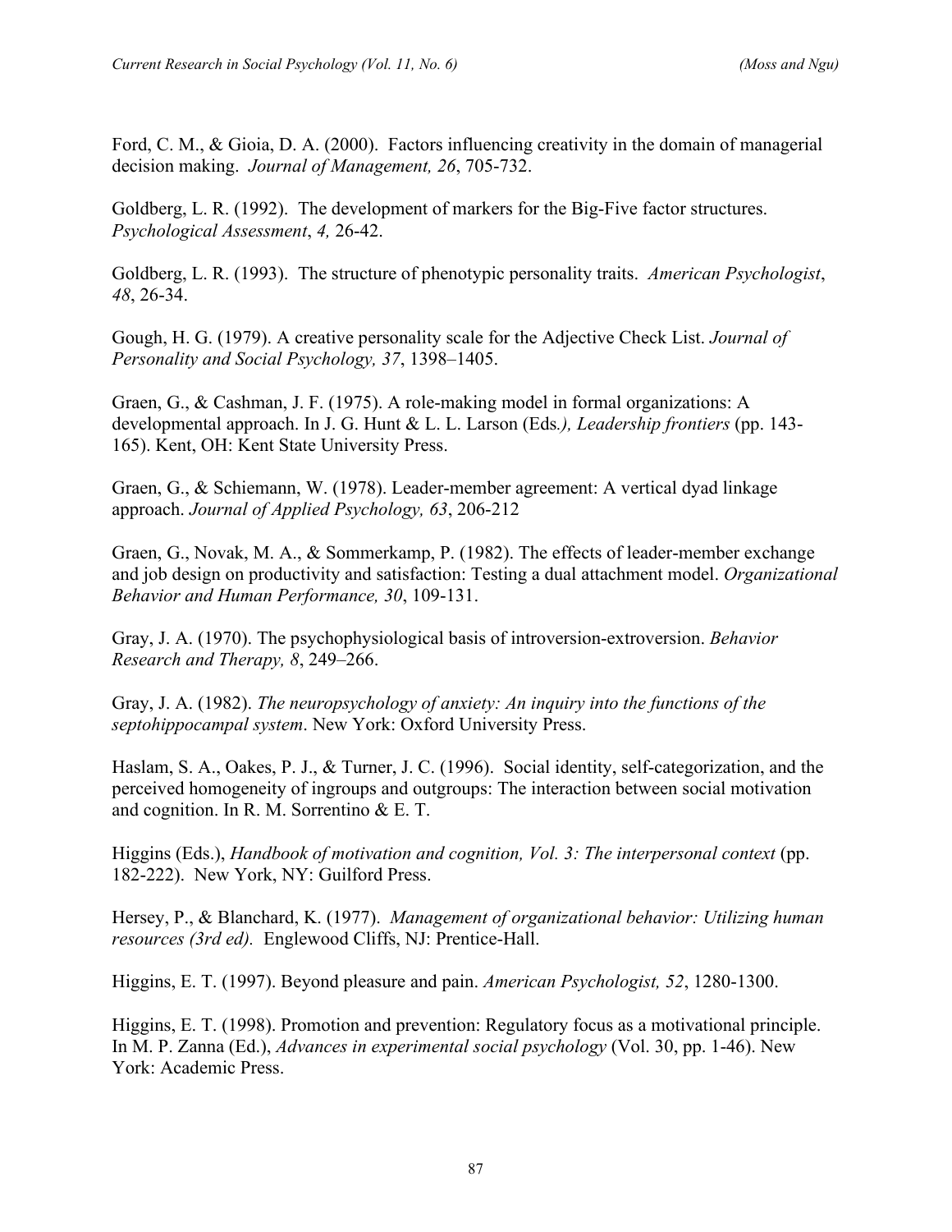Ford, C. M., & Gioia, D. A. (2000). Factors influencing creativity in the domain of managerial decision making. *Journal of Management, 26*, 705-732.

Goldberg, L. R. (1992). The development of markers for the Big-Five factor structures. *Psychological Assessment*, *4,* 26-42.

Goldberg, L. R. (1993). The structure of phenotypic personality traits. *American Psychologist*, *48*, 26-34.

Gough, H. G. (1979). A creative personality scale for the Adjective Check List. *Journal of Personality and Social Psychology, 37*, 1398–1405.

Graen, G., & Cashman, J. F. (1975). A role-making model in formal organizations: A developmental approach. In J. G. Hunt & L. L. Larson (Eds*.), Leadership frontiers* (pp. 143-165). Kent, OH: Kent State University Press.

Graen, G., & Schiemann, W. (1978). Leader-member agreement: A vertical dyad linkage approach. *Journal of Applied Psychology, 63*, 206-212

Graen, G., Novak, M. A., & Sommerkamp, P. (1982). The effects of leader-member exchange and job design on productivity and satisfaction: Testing a dual attachment model. *Organizational Behavior and Human Performance, 30*, 109-131.

Gray, J. A. (1970). The psychophysiological basis of introversion-extroversion. *Behavior Research and Therapy, 8*, 249–266.

Gray, J. A. (1982). *The neuropsychology of anxiety: An inquiry into the functions of the septohippocampal system*. New York: Oxford University Press.

Haslam, S. A., Oakes, P. J., & Turner, J. C. (1996). Social identity, self-categorization, and the perceived homogeneity of ingroups and outgroups: The interaction between social motivation and cognition. In R. M. Sorrentino & E. T.

Higgins (Eds.), *Handbook of motivation and cognition, Vol. 3: The interpersonal context* (pp. 182-222). New York, NY: Guilford Press.

Hersey, P., & Blanchard, K. (1977). *Management of organizational behavior: Utilizing human resources (3rd ed).* Englewood Cliffs, NJ: Prentice-Hall.

Higgins, E. T. (1997). Beyond pleasure and pain. *American Psychologist, 52*, 1280-1300.

Higgins, E. T. (1998). Promotion and prevention: Regulatory focus as a motivational principle. In M. P. Zanna (Ed.), *Advances in experimental social psychology* (Vol. 30, pp. 1-46). New York: Academic Press.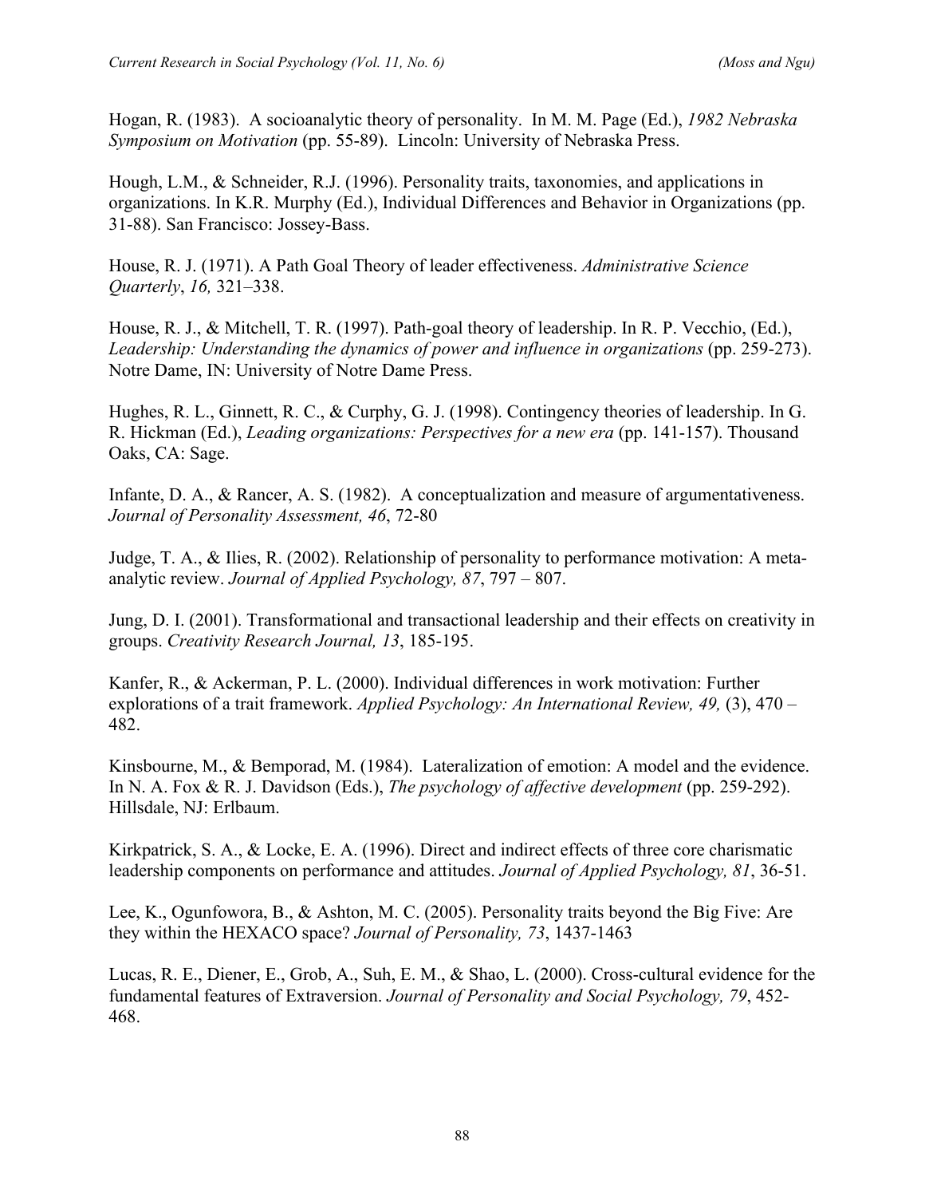Hogan, R. (1983). A socioanalytic theory of personality. In M. M. Page (Ed.), *1982 Nebraska Symposium on Motivation* (pp. 55-89). Lincoln: University of Nebraska Press.

Hough, L.M., & Schneider, R.J. (1996). Personality traits, taxonomies, and applications in organizations. In K.R. Murphy (Ed.), Individual Differences and Behavior in Organizations (pp. 31-88). San Francisco: Jossey-Bass.

House, R. J. (1971). A Path Goal Theory of leader effectiveness. *Administrative Science Quarterly*, *16,* 321–338.

House, R. J., & Mitchell, T. R. (1997). Path-goal theory of leadership. In R. P. Vecchio, (Ed.), *Leadership: Understanding the dynamics of power and influence in organizations* (pp. 259-273). Notre Dame, IN: University of Notre Dame Press.

Hughes, R. L., Ginnett, R. C., & Curphy, G. J. (1998). Contingency theories of leadership. In G. R. Hickman (Ed.), *Leading organizations: Perspectives for a new era* (pp. 141-157). Thousand Oaks, CA: Sage.

Infante, D. A., & Rancer, A. S. (1982). A conceptualization and measure of argumentativeness. *Journal of Personality Assessment, 46*, 72-80

Judge, T. A., & Ilies, R. (2002). Relationship of personality to performance motivation: A meta-analytic review. *Journal of Applied Psychology, 87*, 797 – 807.

Jung, D. I. (2001). Transformational and transactional leadership and their effects on creativity in groups. *Creativity Research Journal, 13*, 185-195.

Kanfer, R., & Ackerman, P. L. (2000). Individual differences in work motivation: Further explorations of a trait framework. *Applied Psychology: An International Review, 49,* (3), 470 – 482.

Kinsbourne, M., & Bemporad, M. (1984). Lateralization of emotion: A model and the evidence. In N. A. Fox & R. J. Davidson (Eds.), *The psychology of affective development* (pp. 259-292). Hillsdale, NJ: Erlbaum.

Kirkpatrick, S. A., & Locke, E. A. (1996). Direct and indirect effects of three core charismatic leadership components on performance and attitudes. *Journal of Applied Psychology, 81*, 36-51.

Lee, K., Ogunfowora, B., & Ashton, M. C. (2005). Personality traits beyond the Big Five: Are they within the HEXACO space? *Journal of Personality, 73*, 1437-1463

Lucas, R. E., Diener, E., Grob, A., Suh, E. M., & Shao, L. (2000). Cross-cultural evidence for the fundamental features of Extraversion. *Journal of Personality and Social Psychology, 79*, 452-468.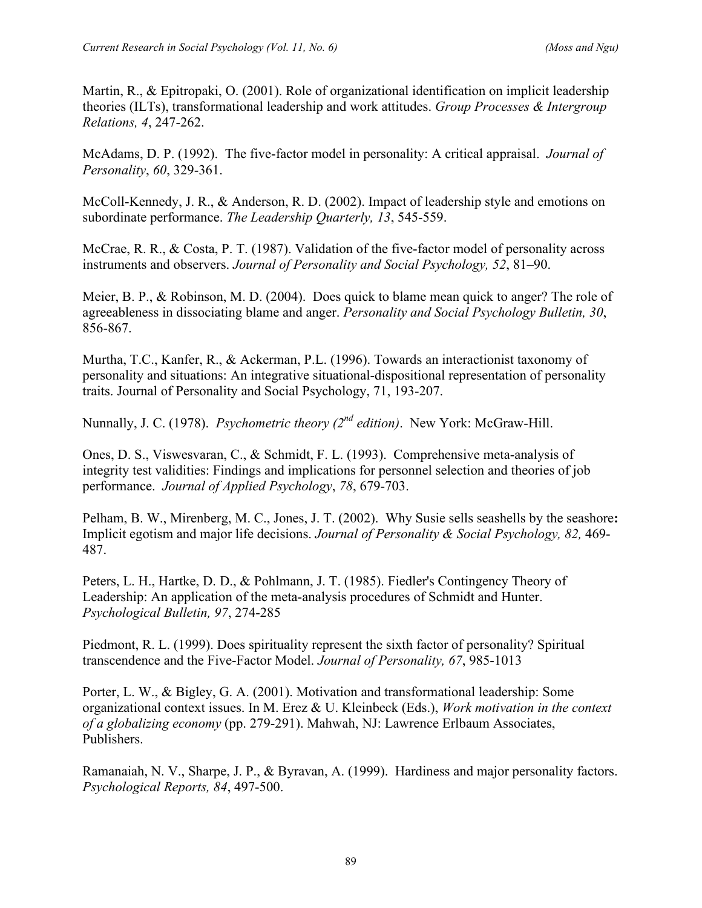Martin, R., & Epitropaki, O. (2001). Role of organizational identification on implicit leadership theories (ILTs), transformational leadership and work attitudes. *Group Processes & Intergroup Relations, 4*, 247-262.

McAdams, D. P. (1992). The five-factor model in personality: A critical appraisal. *Journal of Personality*, *60*, 329-361.

McColl-Kennedy, J. R., & Anderson, R. D. (2002). Impact of leadership style and emotions on subordinate performance. *The Leadership Quarterly, 13*, 545-559.

McCrae, R. R., & Costa, P. T. (1987). Validation of the five-factor model of personality across instruments and observers. *Journal of Personality and Social Psychology, 52*, 81–90.

Meier, B. P., & Robinson, M. D. (2004). Does quick to blame mean quick to anger? The role of agreeableness in dissociating blame and anger. *Personality and Social Psychology Bulletin, 30*, 856-867.

Murtha, T.C., Kanfer, R., & Ackerman, P.L. (1996). Towards an interactionist taxonomy of personality and situations: An integrative situational-dispositional representation of personality traits. Journal of Personality and Social Psychology, 71, 193-207.

Nunnally, J. C. (1978). *Psychometric theory (2nd edition)*. New York: McGraw-Hill.

Ones, D. S., Viswesvaran, C., & Schmidt, F. L. (1993). Comprehensive meta-analysis of integrity test validities: Findings and implications for personnel selection and theories of job performance. *Journal of Applied Psychology*, *78*, 679-703.

Pelham, B. W., Mirenberg, M. C., Jones, J. T. (2002). Why Susie sells seashells by the seashore**:** Implicit egotism and major life decisions. *Journal of Personality & Social Psychology, 82,* 469-487.

Peters, L. H., Hartke, D. D., & Pohlmann, J. T. (1985). Fiedler's Contingency Theory of Leadership: An application of the meta-analysis procedures of Schmidt and Hunter. *Psychological Bulletin, 97*, 274-285

Piedmont, R. L. (1999). Does spirituality represent the sixth factor of personality? Spiritual transcendence and the Five-Factor Model. *Journal of Personality, 67*, 985-1013

Porter, L. W., & Bigley, G. A. (2001). Motivation and transformational leadership: Some organizational context issues. In M. Erez & U. Kleinbeck (Eds.), *Work motivation in the context of a globalizing economy* (pp. 279-291). Mahwah, NJ: Lawrence Erlbaum Associates, Publishers.

Ramanaiah, N. V., Sharpe, J. P., & Byravan, A. (1999). Hardiness and major personality factors. *Psychological Reports, 84*, 497-500.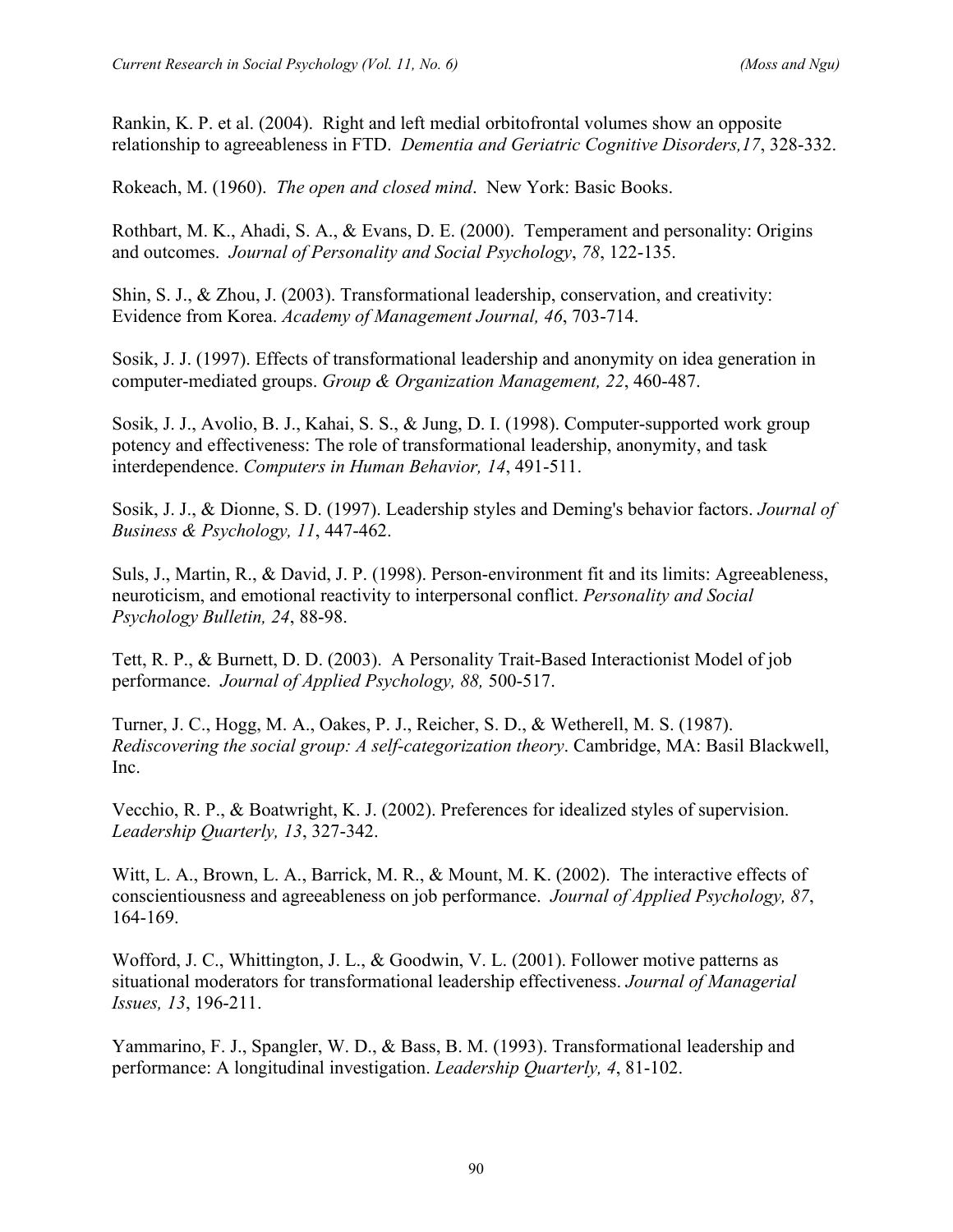Rankin, K. P. et al. (2004). Right and left medial orbitofrontal volumes show an opposite relationship to agreeableness in FTD. *Dementia and Geriatric Cognitive Disorders,17*, 328-332.

Rokeach, M. (1960). *The open and closed mind*. New York: Basic Books.

Rothbart, M. K., Ahadi, S. A., & Evans, D. E. (2000). Temperament and personality: Origins and outcomes. *Journal of Personality and Social Psychology*, *78*, 122-135.

Shin, S. J., & Zhou, J. (2003). Transformational leadership, conservation, and creativity: Evidence from Korea. *Academy of Management Journal, 46*, 703-714.

Sosik, J. J. (1997). Effects of transformational leadership and anonymity on idea generation in computer-mediated groups. *Group & Organization Management, 22*, 460-487.

Sosik, J. J., Avolio, B. J., Kahai, S. S., & Jung, D. I. (1998). Computer-supported work group potency and effectiveness: The role of transformational leadership, anonymity, and task interdependence. *Computers in Human Behavior, 14*, 491-511.

Sosik, J. J., & Dionne, S. D. (1997). Leadership styles and Deming's behavior factors. *Journal of Business & Psychology, 11*, 447-462.

Suls, J., Martin, R., & David, J. P. (1998). Person-environment fit and its limits: Agreeableness, neuroticism, and emotional reactivity to interpersonal conflict. *Personality and Social Psychology Bulletin, 24*, 88-98.

Tett, R. P., & Burnett, D. D. (2003). A Personality Trait-Based Interactionist Model of job performance. *Journal of Applied Psychology, 88,* 500-517.

Turner, J. C., Hogg, M. A., Oakes, P. J., Reicher, S. D., & Wetherell, M. S. (1987). *Rediscovering the social group: A self-categorization theory*. Cambridge, MA: Basil Blackwell, Inc.

Vecchio, R. P., & Boatwright, K. J. (2002). Preferences for idealized styles of supervision. *Leadership Quarterly, 13*, 327-342.

Witt, L. A., Brown, L. A., Barrick, M. R., & Mount, M. K. (2002). The interactive effects of conscientiousness and agreeableness on job performance. *Journal of Applied Psychology, 87*, 164-169.

Wofford, J. C., Whittington, J. L., & Goodwin, V. L. (2001). Follower motive patterns as situational moderators for transformational leadership effectiveness. *Journal of Managerial Issues, 13*, 196-211.

Yammarino, F. J., Spangler, W. D., & Bass, B. M. (1993). Transformational leadership and performance: A longitudinal investigation. *Leadership Quarterly, 4*, 81-102.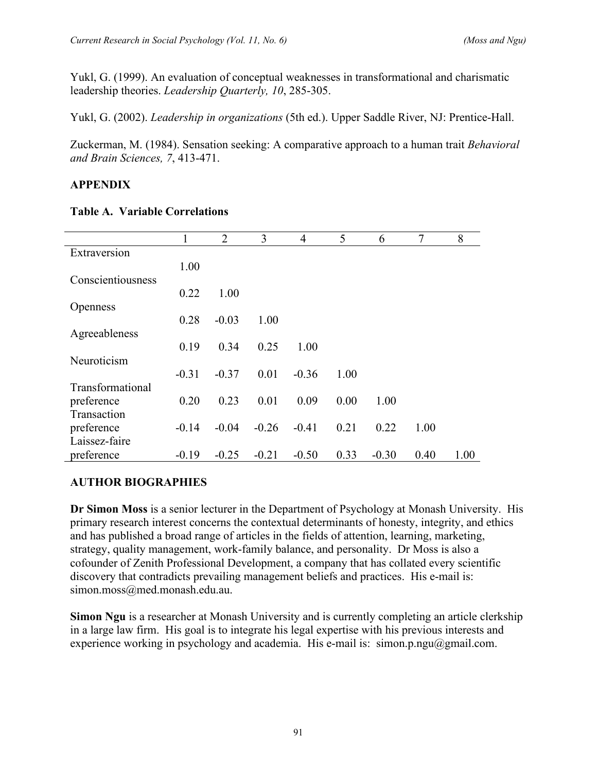Yukl, G. (1999). An evaluation of conceptual weaknesses in transformational and charismatic leadership theories. *Leadership Quarterly, 10*, 285-305.

Yukl, G. (2002). *Leadership in organizations* (5th ed.). Upper Saddle River, NJ: Prentice-Hall.

Zuckerman, M. (1984). Sensation seeking: A comparative approach to a human trait *Behavioral and Brain Sciences, 7*, 413-471.

## APPENDIX

### Table A. Variable Correlations

| | 1 | 2 | 3 | 4 | 5 | 6 | 7 | 8 |
|---|---|---|---|---|---|---|---|---|
| Extraversion | 1.00 | | | | | | | |
| Conscientiousness | 0.22 | 1.00 | | | | | | |
| Openness | 0.28 | -0.03 | 1.00 | | | | | |
| Agreeableness | 0.19 | 0.34 | 0.25 | 1.00 | | | | |
| Neuroticism | -0.31 | -0.37 | 0.01 | -0.36 | 1.00 | | | |
| Transformational preference | 0.20 | 0.23 | 0.01 | 0.09 | 0.00 | 1.00 | | |
| Transaction preference | -0.14 | -0.04 | -0.26 | -0.41 | 0.21 | 0.22 | 1.00 | |
| Laissez-faire preference | -0.19 | -0.25 | -0.21 | -0.50 | 0.33 | -0.30 | 0.40 | 1.00 |

## AUTHOR BIOGRAPHIES

**Dr Simon Moss** is a senior lecturer in the Department of Psychology at Monash University. His primary research interest concerns the contextual determinants of honesty, integrity, and ethics and has published a broad range of articles in the fields of attention, learning, marketing, strategy, quality management, work-family balance, and personality. Dr Moss is also a cofounder of Zenith Professional Development, a company that has collated every scientific discovery that contradicts prevailing management beliefs and practices. His e-mail is: simon.moss@med.monash.edu.au.

**Simon Ngu** is a researcher at Monash University and is currently completing an article clerkship in a large law firm. His goal is to integrate his legal expertise with his previous interests and experience working in psychology and academia. His e-mail is: simon.p.ngu@gmail.com.